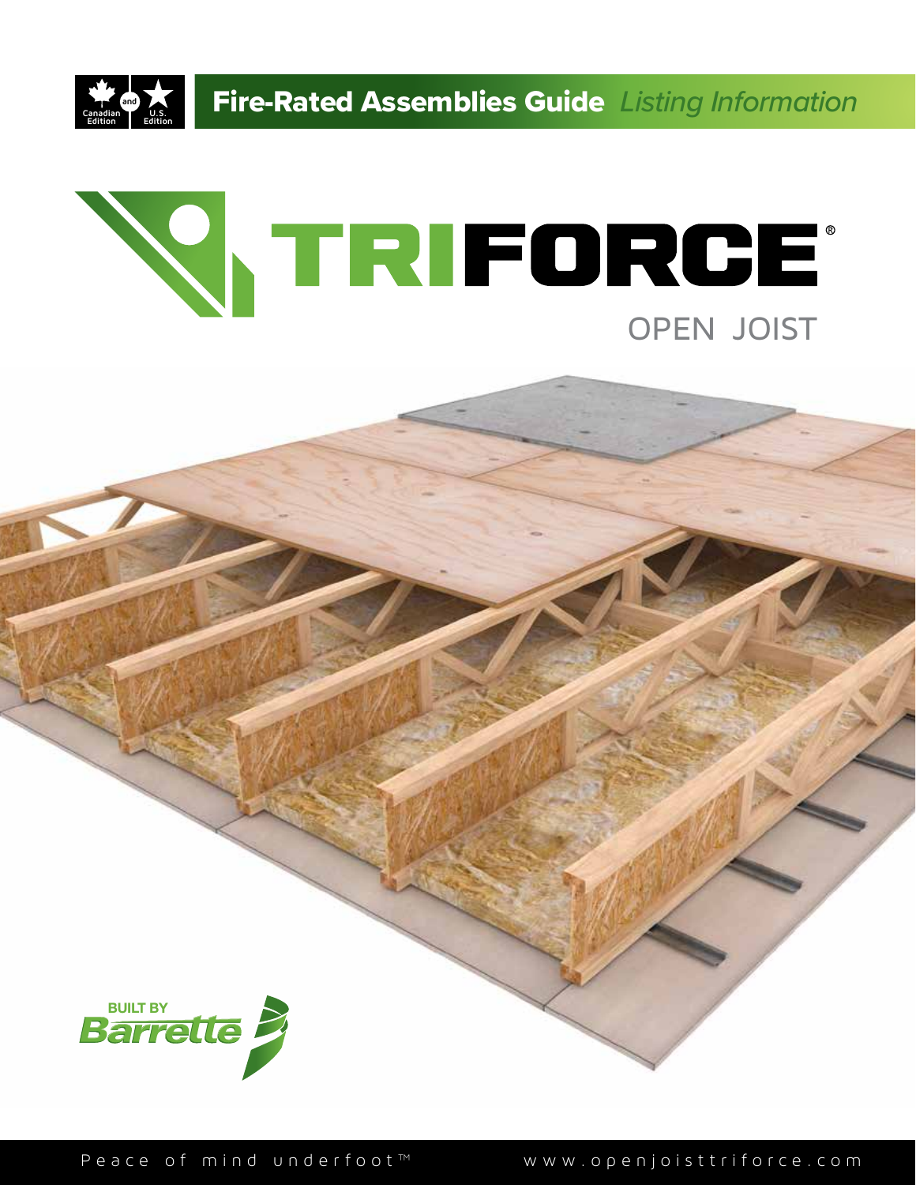Canadian Edition and U.S. Edition

# Fire-Rated Assemblies Guide *Listing Information*

# TRIFORCE®

## OPEN JOIST

BUILT BY Barrette

Peace of mind underfoot™

www.openjoisttriforce.com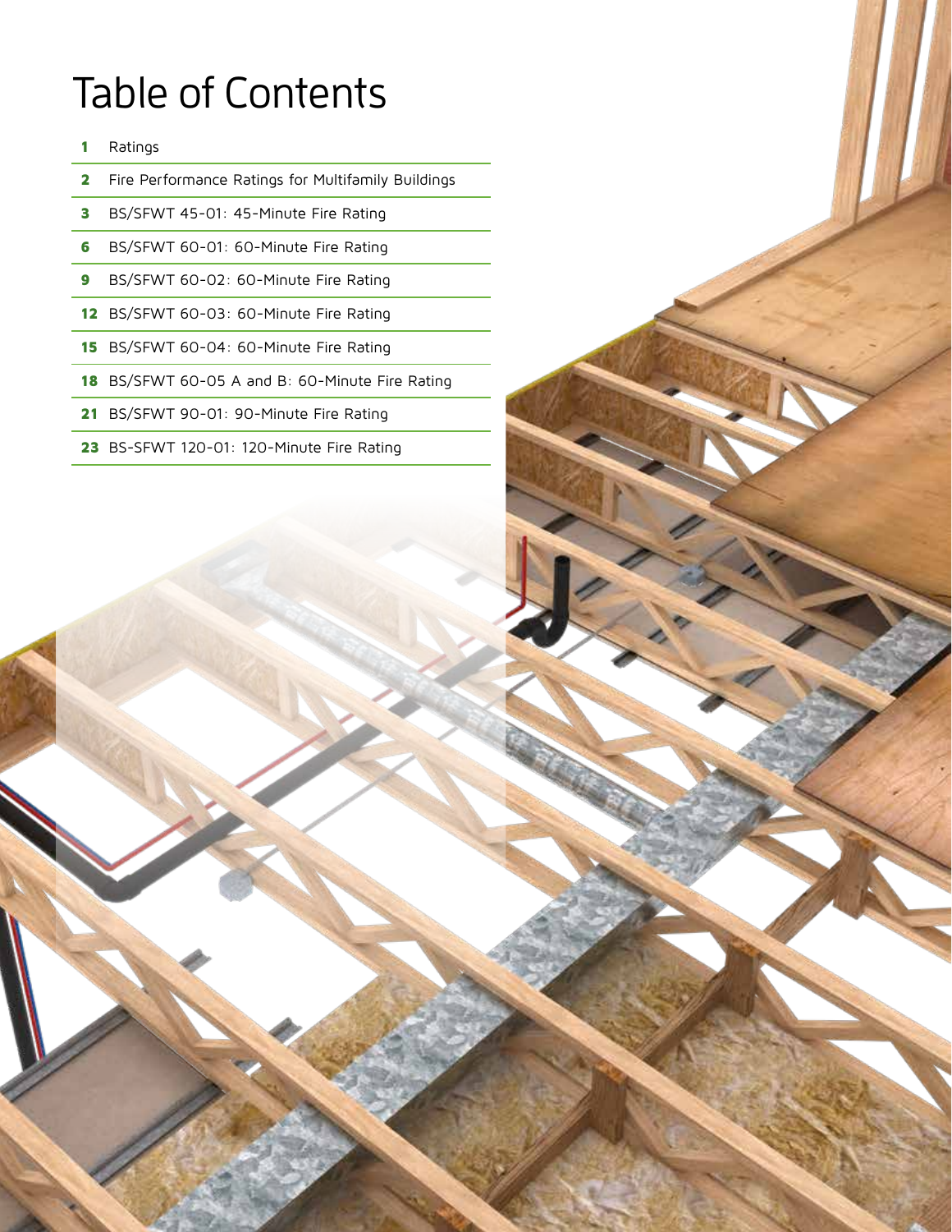# Table of Contents

| | |
|---|---|
| **1** | Ratings |
| **2** | Fire Performance Ratings for Multifamily Buildings |
| **3** | BS/SFWT 45-01: 45-Minute Fire Rating |
| **6** | BS/SFWT 60-01: 60-Minute Fire Rating |
| **9** | BS/SFWT 60-02: 60-Minute Fire Rating |
| **12** | BS/SFWT 60-03: 60-Minute Fire Rating |
| **15** | BS/SFWT 60-04: 60-Minute Fire Rating |
| **18** | BS/SFWT 60-05 A and B: 60-Minute Fire Rating |
| **21** | BS/SFWT 90-01: 90-Minute Fire Rating |
| **23** | BS-SFWT 120-01: 120-Minute Fire Rating |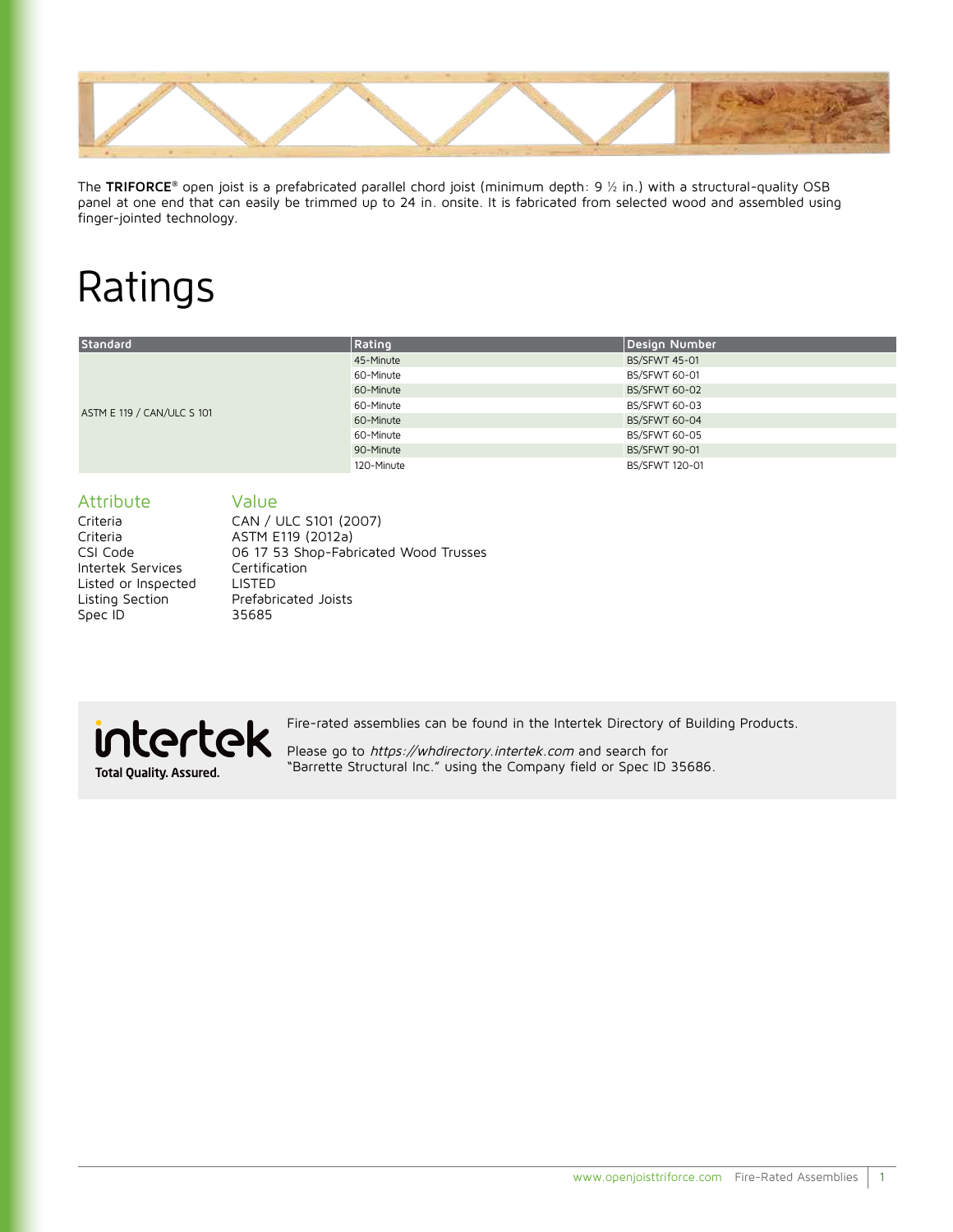The **TRIFORCE®** open joist is a prefabricated parallel chord joist (minimum depth: 9 ½ in.) with a structural-quality OSB panel at one end that can easily be trimmed up to 24 in. onsite. It is fabricated from selected wood and assembled using finger-jointed technology.

# Ratings

| Standard | Rating | Design Number |
|---|---|---|
| ASTM E 119 / CAN/ULC S 101 | 45-Minute | BS/SFWT 45-01 |
| | 60-Minute | BS/SFWT 60-01 |
| | 60-Minute | BS/SFWT 60-02 |
| | 60-Minute | BS/SFWT 60-03 |
| | 60-Minute | BS/SFWT 60-04 |
| | 60-Minute | BS/SFWT 60-05 |
| | 90-Minute | BS/SFWT 90-01 |
| | 120-Minute | BS/SFWT 120-01 |

| Attribute | Value |
|---|---|
| Criteria | CAN / ULC S101 (2007) |
| Criteria | ASTM E119 (2012a) |
| CSI Code | 06 17 53 Shop-Fabricated Wood Trusses |
| Intertek Services | Certification |
| Listed or Inspected | LISTED |
| Listing Section | Prefabricated Joists |
| Spec ID | 35685 |

intertek
Total Quality. Assured.

Fire-rated assemblies can be found in the Intertek Directory of Building Products.

Please go to *https://whdirectory.intertek.com* and search for "Barrette Structural Inc." using the Company field or Spec ID 35686.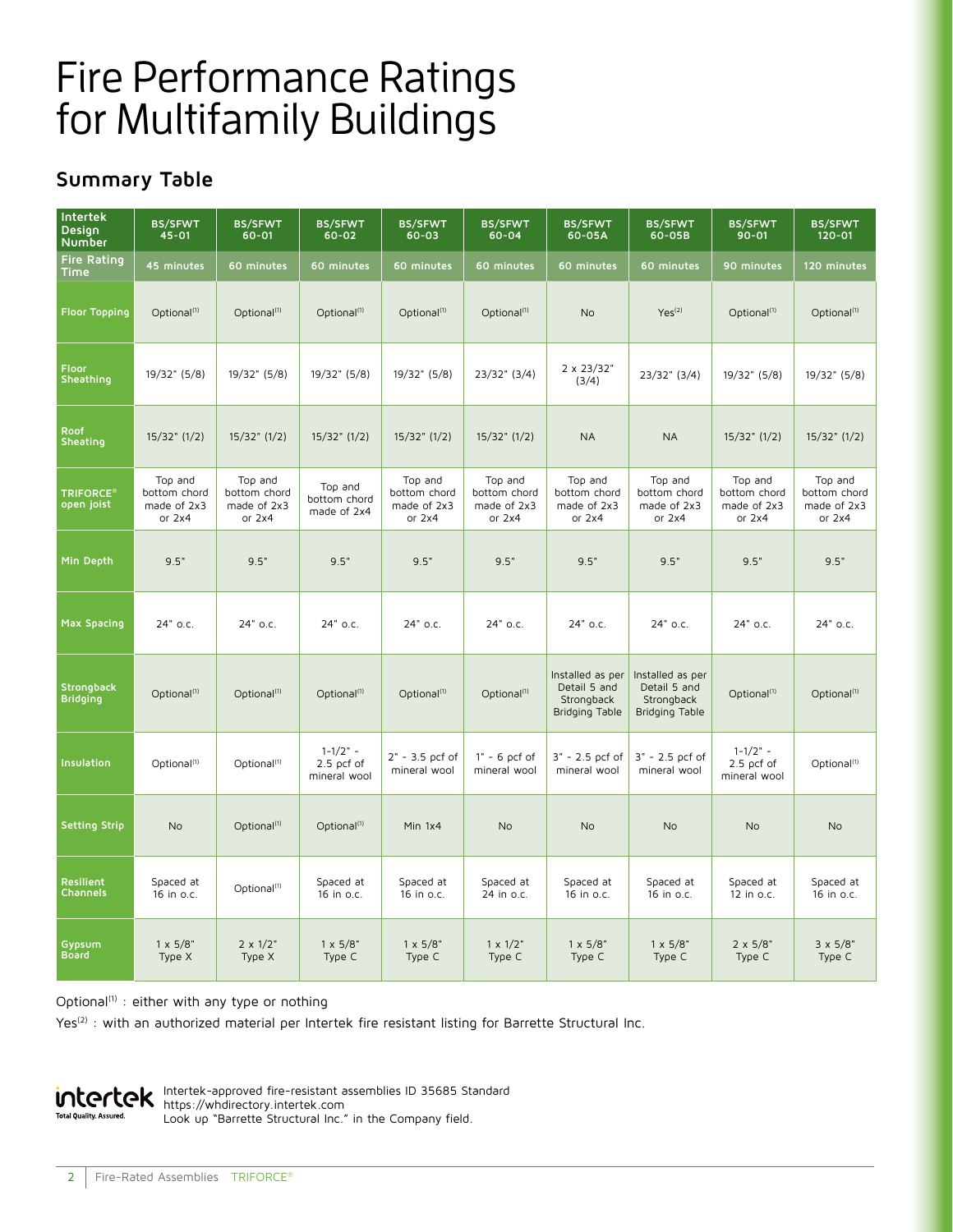# Fire Performance Ratings for Multifamily Buildings

## Summary Table

| Intertek Design Number | BS/SFWT 45-01 | BS/SFWT 60-01 | BS/SFWT 60-02 | BS/SFWT 60-03 | BS/SFWT 60-04 | BS/SFWT 60-05A | BS/SFWT 60-05B | BS/SFWT 90-01 | BS/SFWT 120-01 |
|---|---|---|---|---|---|---|---|---|---|
| Fire Rating Time | 45 minutes | 60 minutes | 60 minutes | 60 minutes | 60 minutes | 60 minutes | 60 minutes | 90 minutes | 120 minutes |
| Floor Topping | Optional[1] | Optional[1] | Optional[1] | Optional[1] | Optional[1] | No | Yes[2] | Optional[1] | Optional[1] |
| Floor Sheathing | 19/32" (5/8) | 19/32" (5/8) | 19/32" (5/8) | 19/32" (5/8) | 23/32" (3/4) | 2 x 23/32" (3/4) | 23/32" (3/4) | 19/32" (5/8) | 19/32" (5/8) |
| Roof Sheating | 15/32" (1/2) | 15/32" (1/2) | 15/32" (1/2) | 15/32" (1/2) | 15/32" (1/2) | NA | NA | 15/32" (1/2) | 15/32" (1/2) |
| TRIFORCE® open joist | Top and bottom chord made of 2x3 or 2x4 | Top and bottom chord made of 2x3 or 2x4 | Top and bottom chord made of 2x4 | Top and bottom chord made of 2x3 or 2x4 | Top and bottom chord made of 2x3 or 2x4 | Top and bottom chord made of 2x3 or 2x4 | Top and bottom chord made of 2x3 or 2x4 | Top and bottom chord made of 2x3 or 2x4 | Top and bottom chord made of 2x3 or 2x4 |
| Min Depth | 9.5" | 9.5" | 9.5" | 9.5" | 9.5" | 9.5" | 9.5" | 9.5" | 9.5" |
| Max Spacing | 24" o.c. | 24" o.c. | 24" o.c. | 24" o.c. | 24" o.c. | 24" o.c. | 24" o.c. | 24" o.c. | 24" o.c. |
| Strongback Bridging | Optional[1] | Optional[1] | Optional[1] | Optional[1] | Optional[1] | Installed as per Detail 5 and Strongback Bridging Table | Installed as per Detail 5 and Strongback Bridging Table | Optional[1] | Optional[1] |
| Insulation | Optional[1] | Optional[1] | 1-1/2" - 2.5 pcf of mineral wool | 2" - 3.5 pcf of mineral wool | 1" - 6 pcf of mineral wool | 3" - 2.5 pcf of mineral wool | 3" - 2.5 pcf of mineral wool | 1-1/2" - 2.5 pcf of mineral wool | Optional[1] |
| Setting Strip | No | Optional[1] | Optional[1] | Min 1x4 | No | No | No | No | No |
| Resilient Channels | Spaced at 16 in o.c. | Optional[1] | Spaced at 16 in o.c. | Spaced at 16 in o.c. | Spaced at 24 in o.c. | Spaced at 16 in o.c. | Spaced at 16 in o.c. | Spaced at 12 in o.c. | Spaced at 16 in o.c. |
| Gypsum Board | 1 x 5/8" Type X | 2 x 1/2" Type X | 1 x 5/8" Type C | 1 x 5/8" Type C | 1 x 1/2" Type C | 1 x 5/8" Type C | 1 x 5/8" Type C | 2 x 5/8" Type C | 3 x 5/8" Type C |

Optional[1] : either with any type or nothing

Yes[2] : with an authorized material per Intertek fire resistant listing for Barrette Structural Inc.

intertek Total Quality. Assured.

Intertek-approved fire-resistant assemblies ID 35685 Standard
https://whdirectory.intertek.com
Look up "Barrette Structural Inc." in the Company field.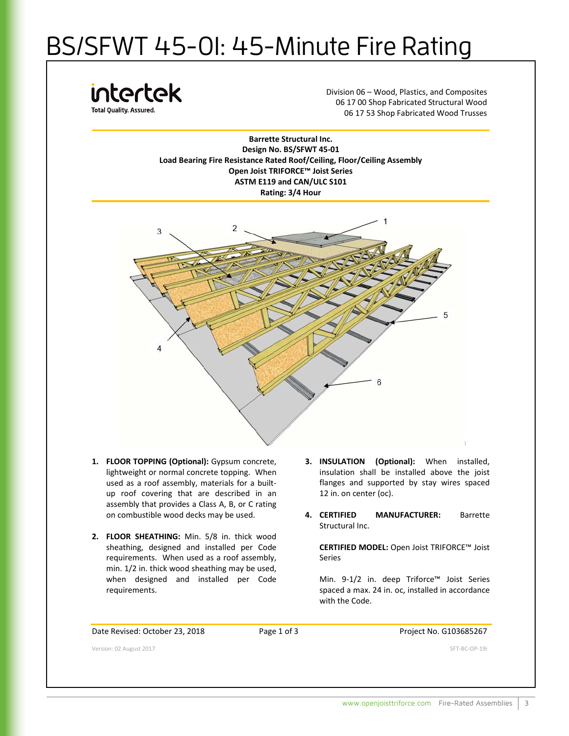# BS/SFWT 45-01: 45-Minute Fire Rating

intertek
Total Quality. Assured.

Division 06 – Wood, Plastics, and Composites
06 17 00 Shop Fabricated Structural Wood
06 17 53 Shop Fabricated Wood Trusses

**Barrette Structural Inc.**
**Design No. BS/SFWT 45-01**
**Load Bearing Fire Resistance Rated Roof/Ceiling, Floor/Ceiling Assembly**
**Open Joist TRIFORCE™ Joist Series**
**ASTM E119 and CAN/ULC S101**
**Rating: 3/4 Hour**

1. **FLOOR TOPPING (Optional):** Gypsum concrete, lightweight or normal concrete topping. When used as a roof assembly, materials for a built-up roof covering that are described in an assembly that provides a Class A, B, or C rating on combustible wood decks may be used.

2. **FLOOR SHEATHING:** Min. 5/8 in. thick wood sheathing, designed and installed per Code requirements. When used as a roof assembly, min. 1/2 in. thick wood sheathing may be used, when designed and installed per Code requirements.

3. **INSULATION (Optional):** When installed, insulation shall be installed above the joist flanges and supported by stay wires spaced 12 in. on center (oc).

4. **CERTIFIED MANUFACTURER:** Barrette Structural Inc.

   **CERTIFIED MODEL:** Open Joist TRIFORCE™ Joist Series

   Min. 9-1/2 in. deep Triforce™ Joist Series spaced a max. 24 in. oc, installed in accordance with the Code.

Date Revised: October 23, 2018

Project No. G103685267

Version: 02 August 2017

SFT-BC-OP-19i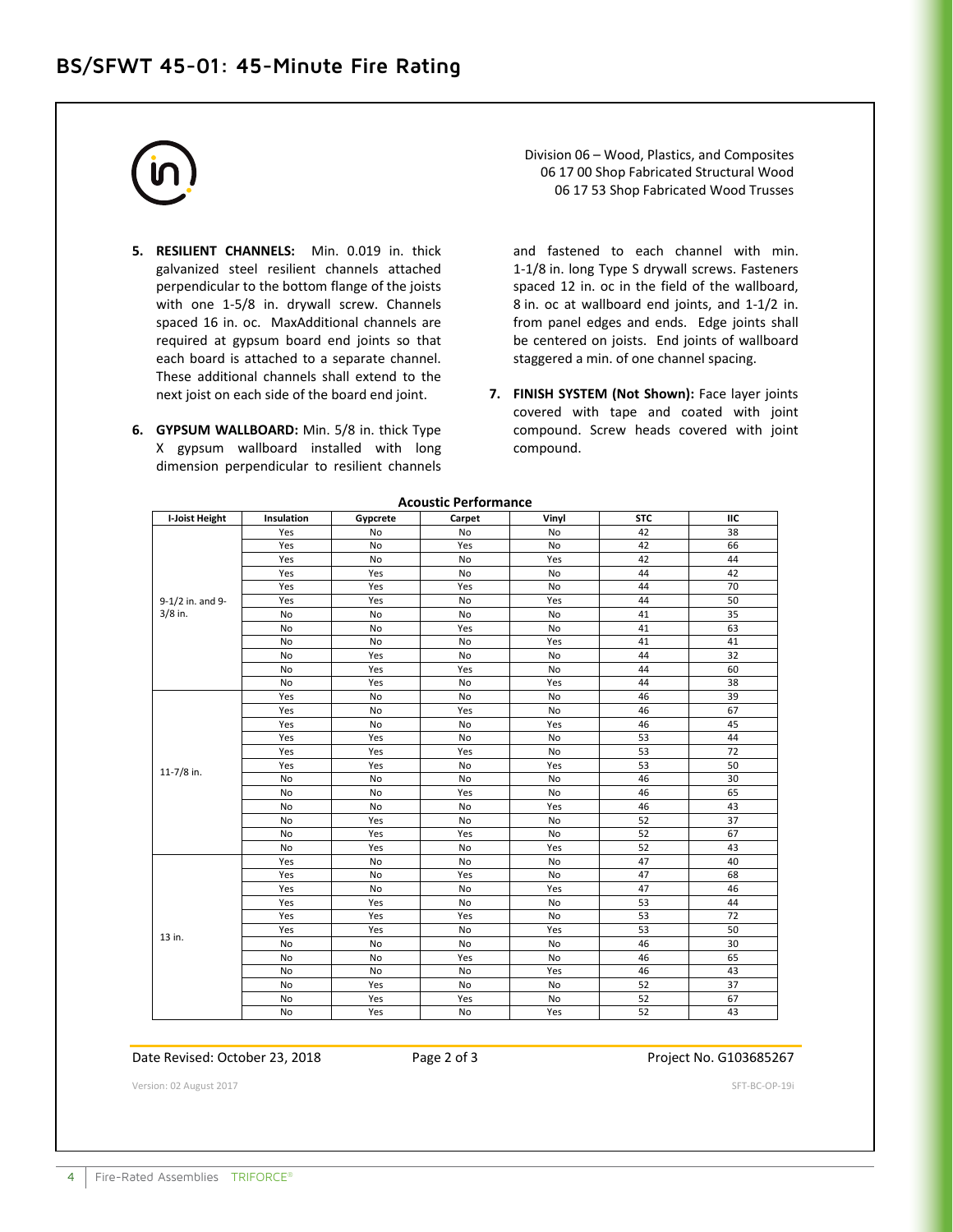## BS/SFWT 45-01: 45-Minute Fire Rating

Division 06 – Wood, Plastics, and Composites
06 17 00 Shop Fabricated Structural Wood
06 17 53 Shop Fabricated Wood Trusses

5. **RESILIENT CHANNELS:** Min. 0.019 in. thick galvanized steel resilient channels attached perpendicular to the bottom flange of the joists with one 1-5/8 in. drywall screw. Channels spaced 16 in. oc. MaxAdditional channels are required at gypsum board end joints so that each board is attached to a separate channel. These additional channels shall extend to the next joist on each side of the board end joint.

6. **GYPSUM WALLBOARD:** Min. 5/8 in. thick Type X gypsum wallboard installed with long dimension perpendicular to resilient channels and fastened to each channel with min. 1-1/8 in. long Type S drywall screws. Fasteners spaced 12 in. oc in the field of the wallboard, 8 in. oc at wallboard end joints, and 1-1/2 in. from panel edges and ends. Edge joints shall be centered on joists. End joints of wallboard staggered a min. of one channel spacing.

7. **FINISH SYSTEM (Not Shown):** Face layer joints covered with tape and coated with joint compound. Screw heads covered with joint compound.

**Acoustic Performance**

| I-Joist Height | Insulation | Gypcrete | Carpet | Vinyl | STC | IIC |
|---|---|---|---|---|---|---|
| 9-1/2 in. and 9-3/8 in. | Yes | No | No | No | 42 | 38 |
| | Yes | No | Yes | No | 42 | 66 |
| | Yes | No | No | Yes | 42 | 44 |
| | Yes | Yes | No | No | 44 | 42 |
| | Yes | Yes | Yes | No | 44 | 70 |
| | Yes | Yes | No | Yes | 44 | 50 |
| | No | No | No | No | 41 | 35 |
| | No | No | Yes | No | 41 | 63 |
| | No | No | No | Yes | 41 | 41 |
| | No | Yes | No | No | 44 | 32 |
| | No | Yes | Yes | No | 44 | 60 |
| | No | Yes | No | Yes | 44 | 38 |
| 11-7/8 in. | Yes | No | No | No | 46 | 39 |
| | Yes | No | Yes | No | 46 | 67 |
| | Yes | No | No | Yes | 46 | 45 |
| | Yes | Yes | No | No | 53 | 44 |
| | Yes | Yes | Yes | No | 53 | 72 |
| | Yes | Yes | No | Yes | 53 | 50 |
| | No | No | No | No | 46 | 30 |
| | No | No | Yes | No | 46 | 65 |
| | No | No | No | Yes | 46 | 43 |
| | No | Yes | No | No | 52 | 37 |
| | No | Yes | Yes | No | 52 | 67 |
| | No | Yes | No | Yes | 52 | 43 |
| 13 in. | Yes | No | No | No | 47 | 40 |
| | Yes | No | Yes | No | 47 | 68 |
| | Yes | No | No | Yes | 47 | 46 |
| | Yes | Yes | No | No | 53 | 44 |
| | Yes | Yes | Yes | No | 53 | 72 |
| | Yes | Yes | No | Yes | 53 | 50 |
| | No | No | No | No | 46 | 30 |
| | No | No | Yes | No | 46 | 65 |
| | No | No | No | Yes | 46 | 43 |
| | No | Yes | No | No | 52 | 37 |
| | No | Yes | Yes | No | 52 | 67 |
| | No | Yes | No | Yes | 52 | 43 |

Date Revised: October 23, 2018 | Project No. G103685267

Version: 02 August 2017 | SFT-BC-OP-19i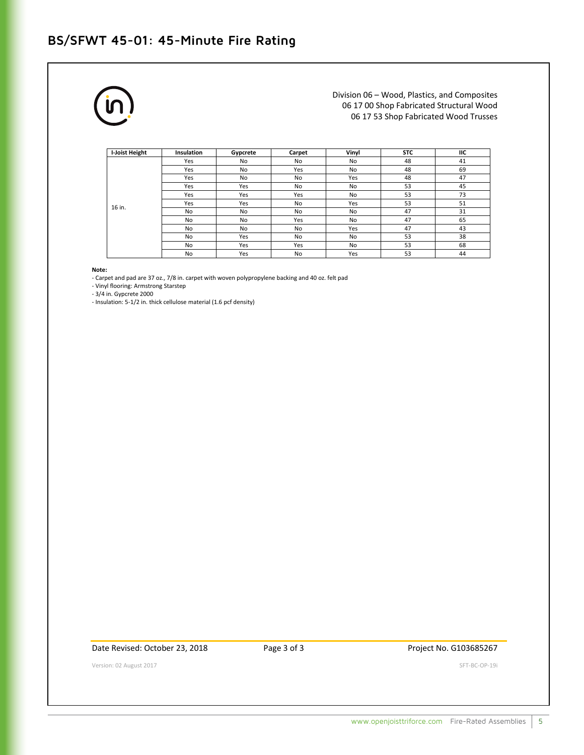## BS/SFWT 45-01: 45-Minute Fire Rating

Division 06 – Wood, Plastics, and Composites
06 17 00 Shop Fabricated Structural Wood
06 17 53 Shop Fabricated Wood Trusses

| I-Joist Height | Insulation | Gypcrete | Carpet | Vinyl | STC | IIC |
|---|---|---|---|---|---|---|
| 16 in. | Yes | No | No | No | 48 | 41 |
| | Yes | No | Yes | No | 48 | 69 |
| | Yes | No | No | Yes | 48 | 47 |
| | Yes | Yes | No | No | 53 | 45 |
| | Yes | Yes | Yes | No | 53 | 73 |
| | Yes | Yes | No | Yes | 53 | 51 |
| | No | No | No | No | 47 | 31 |
| | No | No | Yes | No | 47 | 65 |
| | No | No | No | Yes | 47 | 43 |
| | No | Yes | No | No | 53 | 38 |
| | No | Yes | Yes | No | 53 | 68 |
| | No | Yes | No | Yes | 53 | 44 |

**Note:**

- Carpet and pad are 37 oz., 7/8 in. carpet with woven polypropylene backing and 40 oz. felt pad
- Vinyl flooring: Armstrong Starstep
- 3/4 in. Gypcrete 2000
- Insulation: 5-1/2 in. thick cellulose material (1.6 pcf density)

Date Revised: October 23, 2018

Project No. G103685267

Version: 02 August 2017

SFT-BC-OP-19i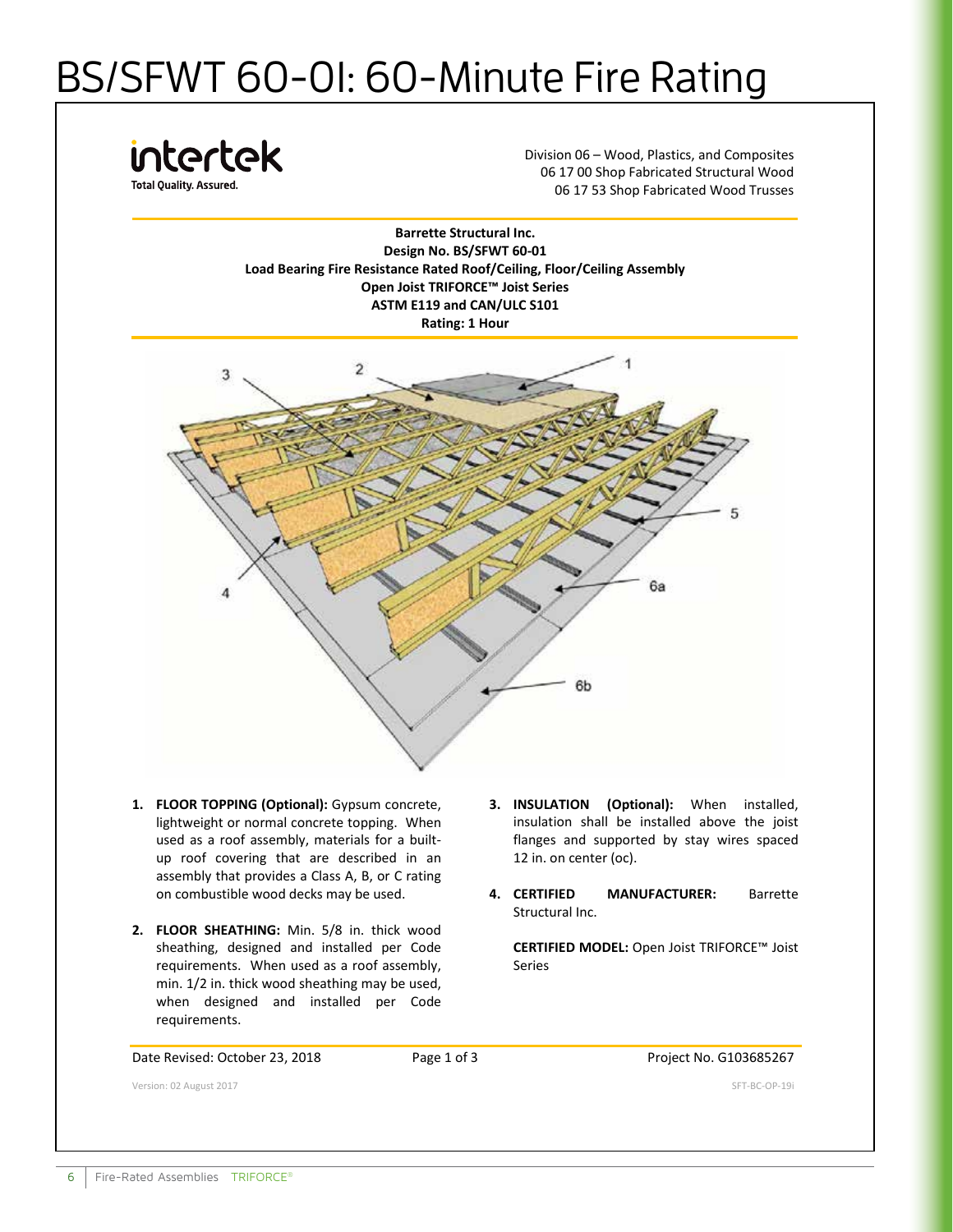# BS/SFWT 60-01: 60-Minute Fire Rating

intertek
Total Quality. Assured.

Division 06 – Wood, Plastics, and Composites
06 17 00 Shop Fabricated Structural Wood
06 17 53 Shop Fabricated Wood Trusses

**Barrette Structural Inc.**
**Design No. BS/SFWT 60-01**
**Load Bearing Fire Resistance Rated Roof/Ceiling, Floor/Ceiling Assembly**
**Open Joist TRIFORCE™ Joist Series**
**ASTM E119 and CAN/ULC S101**
**Rating: 1 Hour**

1. **FLOOR TOPPING (Optional):** Gypsum concrete, lightweight or normal concrete topping. When used as a roof assembly, materials for a built-up roof covering that are described in an assembly that provides a Class A, B, or C rating on combustible wood decks may be used.

2. **FLOOR SHEATHING:** Min. 5/8 in. thick wood sheathing, designed and installed per Code requirements. When used as a roof assembly, min. 1/2 in. thick wood sheathing may be used, when designed and installed per Code requirements.

3. **INSULATION (Optional):** When installed, insulation shall be installed above the joist flanges and supported by stay wires spaced 12 in. on center (oc).

4. **CERTIFIED MANUFACTURER:** Barrette Structural Inc.

   **CERTIFIED MODEL:** Open Joist TRIFORCE™ Joist Series

Date Revised: October 23, 2018 | Project No. G103685267

Version: 02 August 2017 | SFT-BC-OP-19i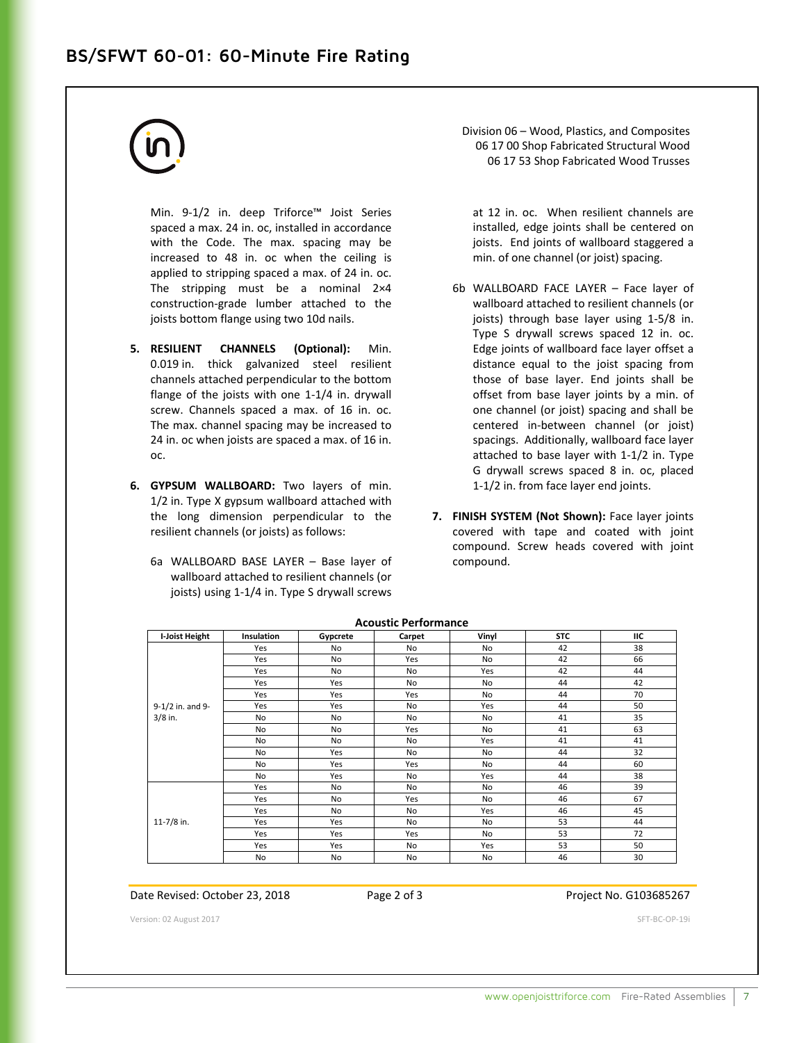## BS/SFWT 60-01: 60-Minute Fire Rating

Division 06 – Wood, Plastics, and Composites
06 17 00 Shop Fabricated Structural Wood
06 17 53 Shop Fabricated Wood Trusses

Min. 9-1/2 in. deep Triforce™ Joist Series spaced a max. 24 in. oc, installed in accordance with the Code. The max. spacing may be increased to 48 in. oc when the ceiling is applied to stripping spaced a max. of 24 in. oc. The stripping must be a nominal 2×4 construction-grade lumber attached to the joists bottom flange using two 10d nails.

5. **RESILIENT CHANNELS (Optional):** Min. 0.019 in. thick galvanized steel resilient channels attached perpendicular to the bottom flange of the joists with one 1-1/4 in. drywall screw. Channels spaced a max. of 16 in. oc. The max. channel spacing may be increased to 24 in. oc when joists are spaced a max. of 16 in. oc.

6. **GYPSUM WALLBOARD:** Two layers of min. 1/2 in. Type X gypsum wallboard attached with the long dimension perpendicular to the resilient channels (or joists) as follows:

   6a WALLBOARD BASE LAYER – Base layer of wallboard attached to resilient channels (or joists) using 1-1/4 in. Type S drywall screws at 12 in. oc. When resilient channels are installed, edge joints shall be centered on joists. End joints of wallboard staggered a min. of one channel (or joist) spacing.

   6b WALLBOARD FACE LAYER – Face layer of wallboard attached to resilient channels (or joists) through base layer using 1-5/8 in. Type S drywall screws spaced 12 in. oc. Edge joints of wallboard face layer offset a distance equal to the joist spacing from those of base layer. End joints shall be offset from base layer joints by a min. of one channel (or joist) spacing and shall be centered in-between channel (or joist) spacings. Additionally, wallboard face layer attached to base layer with 1-1/2 in. Type G drywall screws spaced 8 in. oc, placed 1-1/2 in. from face layer end joints.

7. **FINISH SYSTEM (Not Shown):** Face layer joints covered with tape and coated with joint compound. Screw heads covered with joint compound.

**Acoustic Performance**

| I-Joist Height | Insulation | Gypcrete | Carpet | Vinyl | STC | IIC |
|---|---|---|---|---|---|---|
| 9-1/2 in. and 9-3/8 in. | Yes | No | No | No | 42 | 38 |
| | Yes | No | Yes | No | 42 | 66 |
| | Yes | No | No | Yes | 42 | 44 |
| | Yes | Yes | No | No | 44 | 42 |
| | Yes | Yes | Yes | No | 44 | 70 |
| | Yes | Yes | No | Yes | 44 | 50 |
| | No | No | No | No | 41 | 35 |
| | No | No | Yes | No | 41 | 63 |
| | No | No | No | Yes | 41 | 41 |
| | No | Yes | No | No | 44 | 32 |
| | No | Yes | Yes | No | 44 | 60 |
| | No | Yes | No | Yes | 44 | 38 |
| 11-7/8 in. | Yes | No | No | No | 46 | 39 |
| | Yes | No | Yes | No | 46 | 67 |
| | Yes | No | No | Yes | 46 | 45 |
| | Yes | Yes | No | No | 53 | 44 |
| | Yes | Yes | Yes | No | 53 | 72 |
| | Yes | Yes | No | Yes | 53 | 50 |
| | No | No | No | No | 46 | 30 |

Date Revised: October 23, 2018 Page 2 of 3 Project No. G103685267

Version: 02 August 2017 SFT-BC-OP-19i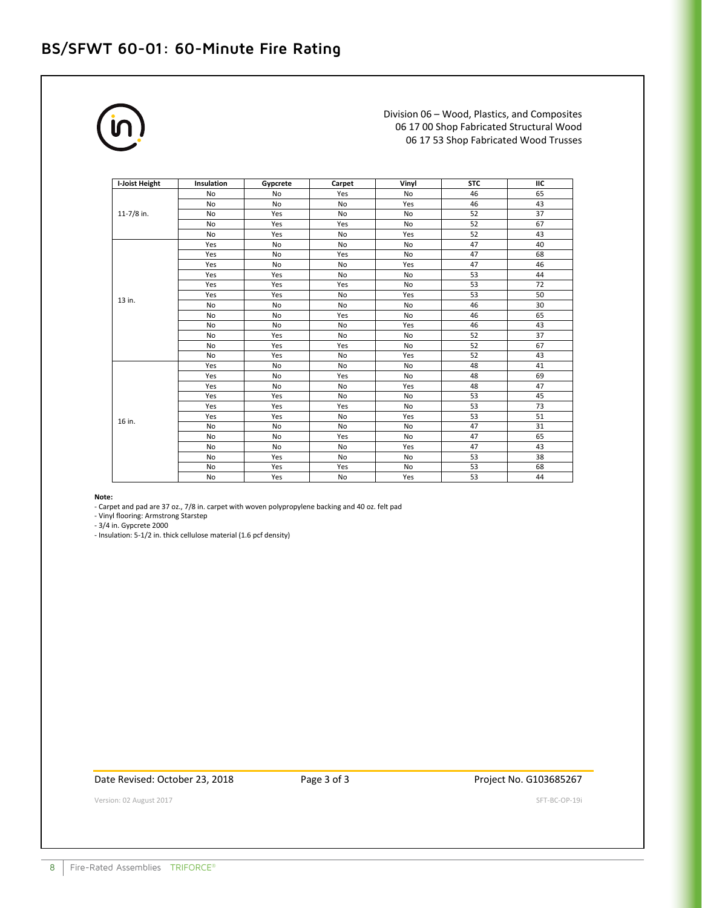## BS/SFWT 60-01: 60-Minute Fire Rating

Division 06 – Wood, Plastics, and Composites
06 17 00 Shop Fabricated Structural Wood
06 17 53 Shop Fabricated Wood Trusses

| I-Joist Height | Insulation | Gypcrete | Carpet | Vinyl | STC | IIC |
|---|---|---|---|---|---|---|
| 11-7/8 in. | No | No | Yes | No | 46 | 65 |
| | No | No | No | Yes | 46 | 43 |
| | No | Yes | No | No | 52 | 37 |
| | No | Yes | Yes | No | 52 | 67 |
| | No | Yes | No | Yes | 52 | 43 |
| 13 in. | Yes | No | No | No | 47 | 40 |
| | Yes | No | Yes | No | 47 | 68 |
| | Yes | No | No | Yes | 47 | 46 |
| | Yes | Yes | No | No | 53 | 44 |
| | Yes | Yes | Yes | No | 53 | 72 |
| | Yes | Yes | No | Yes | 53 | 50 |
| | No | No | No | No | 46 | 30 |
| | No | No | Yes | No | 46 | 65 |
| | No | No | No | Yes | 46 | 43 |
| | No | Yes | No | No | 52 | 37 |
| | No | Yes | Yes | No | 52 | 67 |
| | No | Yes | No | Yes | 52 | 43 |
| 16 in. | Yes | No | No | No | 48 | 41 |
| | Yes | No | Yes | No | 48 | 69 |
| | Yes | No | No | Yes | 48 | 47 |
| | Yes | Yes | No | No | 53 | 45 |
| | Yes | Yes | Yes | No | 53 | 73 |
| | Yes | Yes | No | Yes | 53 | 51 |
| | No | No | No | No | 47 | 31 |
| | No | No | Yes | No | 47 | 65 |
| | No | No | No | Yes | 47 | 43 |
| | No | Yes | No | No | 53 | 38 |
| | No | Yes | Yes | No | 53 | 68 |
| | No | Yes | No | Yes | 53 | 44 |

**Note:**

- Carpet and pad are 37 oz., 7/8 in. carpet with woven polypropylene backing and 40 oz. felt pad
- Vinyl flooring: Armstrong Starstep
- 3/4 in. Gypcrete 2000
- Insulation: 5-1/2 in. thick cellulose material (1.6 pcf density)

Date Revised: October 23, 2018 | Project No. G103685267

Version: 02 August 2017 | SFT-BC-OP-19i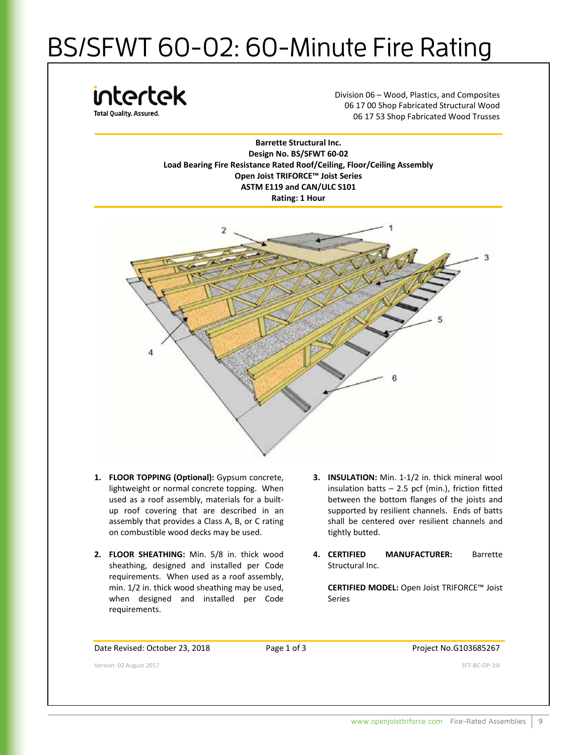# BS/SFWT 60-02: 60-Minute Fire Rating

intertek
Total Quality. Assured.

Division 06 – Wood, Plastics, and Composites
06 17 00 Shop Fabricated Structural Wood
06 17 53 Shop Fabricated Wood Trusses

**Barrette Structural Inc.**
**Design No. BS/SFWT 60-02**
**Load Bearing Fire Resistance Rated Roof/Ceiling, Floor/Ceiling Assembly**
**Open Joist TRIFORCE™ Joist Series**
**ASTM E119 and CAN/ULC S101**
**Rating: 1 Hour**

1. **FLOOR TOPPING (Optional):** Gypsum concrete, lightweight or normal concrete topping. When used as a roof assembly, materials for a built-up roof covering that are described in an assembly that provides a Class A, B, or C rating on combustible wood decks may be used.

2. **FLOOR SHEATHING:** Min. 5/8 in. thick wood sheathing, designed and installed per Code requirements. When used as a roof assembly, min. 1/2 in. thick wood sheathing may be used, when designed and installed per Code requirements.

3. **INSULATION:** Min. 1-1/2 in. thick mineral wool insulation batts – 2.5 pcf (min.), friction fitted between the bottom flanges of the joists and supported by resilient channels. Ends of batts shall be centered over resilient channels and tightly butted.

4. **CERTIFIED MANUFACTURER:** Barrette Structural Inc.

   **CERTIFIED MODEL:** Open Joist TRIFORCE™ Joist Series

Date Revised: October 23, 2018 | Project No.G103685267

Version: 02 August 2017 | SFT-BC-OP-19i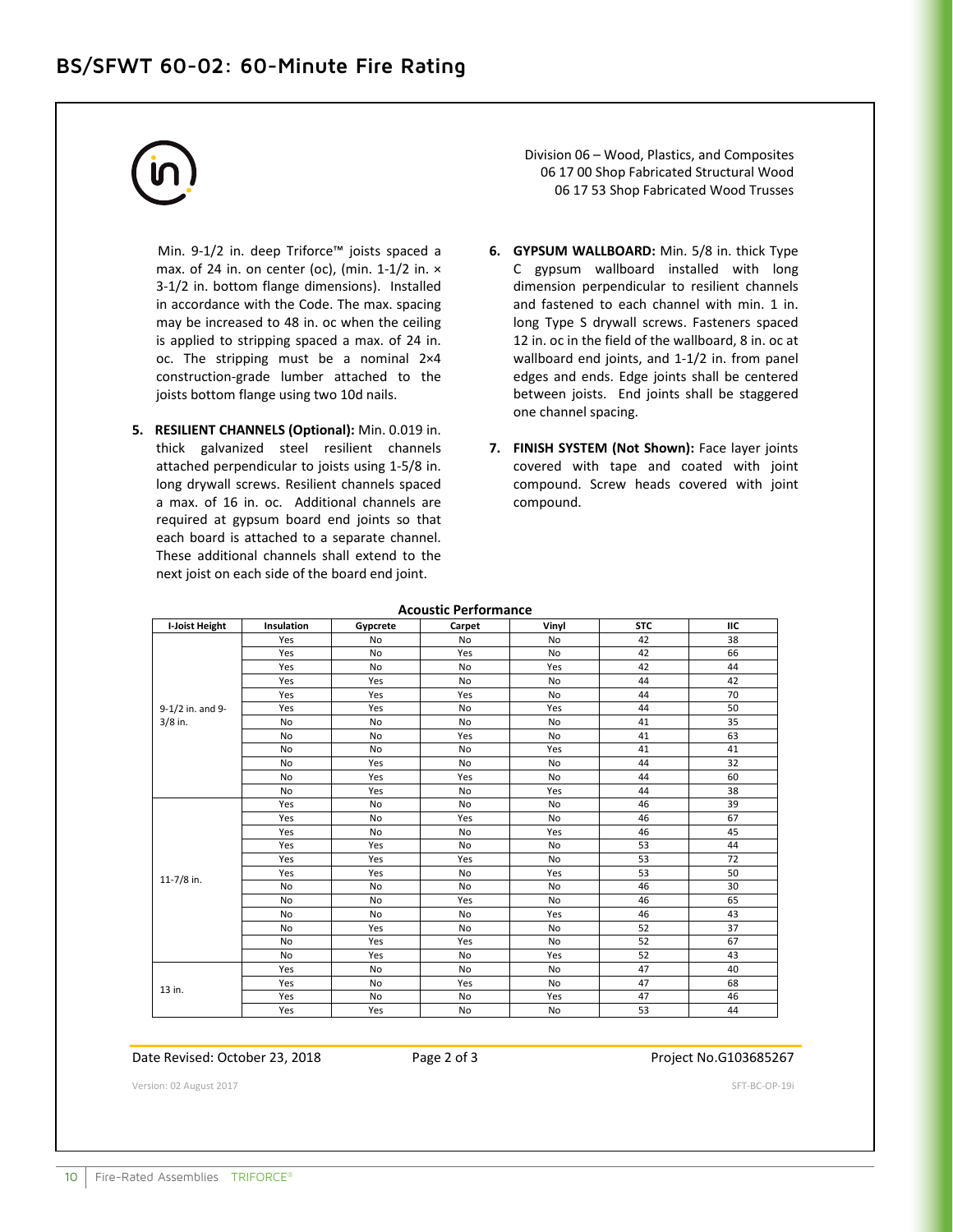# BS/SFWT 60-02: 60-Minute Fire Rating

Division 06 – Wood, Plastics, and Composites
06 17 00 Shop Fabricated Structural Wood
06 17 53 Shop Fabricated Wood Trusses

Min. 9-1/2 in. deep Triforce™ joists spaced a max. of 24 in. on center (oc), (min. 1-1/2 in. × 3-1/2 in. bottom flange dimensions). Installed in accordance with the Code. The max. spacing may be increased to 48 in. oc when the ceiling is applied to stripping spaced a max. of 24 in. oc. The stripping must be a nominal 2×4 construction-grade lumber attached to the joists bottom flange using two 10d nails.

5. **RESILIENT CHANNELS (Optional):** Min. 0.019 in. thick galvanized steel resilient channels attached perpendicular to joists using 1-5/8 in. long drywall screws. Resilient channels spaced a max. of 16 in. oc. Additional channels are required at gypsum board end joints so that each board is attached to a separate channel. These additional channels shall extend to the next joist on each side of the board end joint.

6. **GYPSUM WALLBOARD:** Min. 5/8 in. thick Type C gypsum wallboard installed with long dimension perpendicular to resilient channels and fastened to each channel with min. 1 in. long Type S drywall screws. Fasteners spaced 12 in. oc in the field of the wallboard, 8 in. oc at wallboard end joints, and 1-1/2 in. from panel edges and ends. Edge joints shall be centered between joists. End joints shall be staggered one channel spacing.

7. **FINISH SYSTEM (Not Shown):** Face layer joints covered with tape and coated with joint compound. Screw heads covered with joint compound.

**Acoustic Performance**

| I-Joist Height | Insulation | Gypcrete | Carpet | Vinyl | STC | IIC |
|---|---|---|---|---|---|---|
| 9-1/2 in. and 9-3/8 in. | Yes | No | No | No | 42 | 38 |
| | Yes | No | Yes | No | 42 | 66 |
| | Yes | No | No | Yes | 42 | 44 |
| | Yes | Yes | No | No | 44 | 42 |
| | Yes | Yes | Yes | No | 44 | 70 |
| | Yes | Yes | No | Yes | 44 | 50 |
| | No | No | No | No | 41 | 35 |
| | No | No | Yes | No | 41 | 63 |
| | No | No | No | Yes | 41 | 41 |
| | No | Yes | No | No | 44 | 32 |
| | No | Yes | Yes | No | 44 | 60 |
| | No | Yes | No | Yes | 44 | 38 |
| 11-7/8 in. | Yes | No | No | No | 46 | 39 |
| | Yes | No | Yes | No | 46 | 67 |
| | Yes | No | No | Yes | 46 | 45 |
| | Yes | Yes | No | No | 53 | 44 |
| | Yes | Yes | Yes | No | 53 | 72 |
| | Yes | Yes | No | Yes | 53 | 50 |
| | No | No | No | No | 46 | 30 |
| | No | No | Yes | No | 46 | 65 |
| | No | No | No | Yes | 46 | 43 |
| | No | Yes | No | No | 52 | 37 |
| | No | Yes | Yes | No | 52 | 67 |
| | No | Yes | No | Yes | 52 | 43 |
| 13 in. | Yes | No | No | No | 47 | 40 |
| | Yes | No | Yes | No | 47 | 68 |
| | Yes | No | No | Yes | 47 | 46 |
| | Yes | Yes | No | No | 53 | 44 |

Date Revised: October 23, 2018 | Project No.G103685267

Version: 02 August 2017 | SFT-BC-OP-19i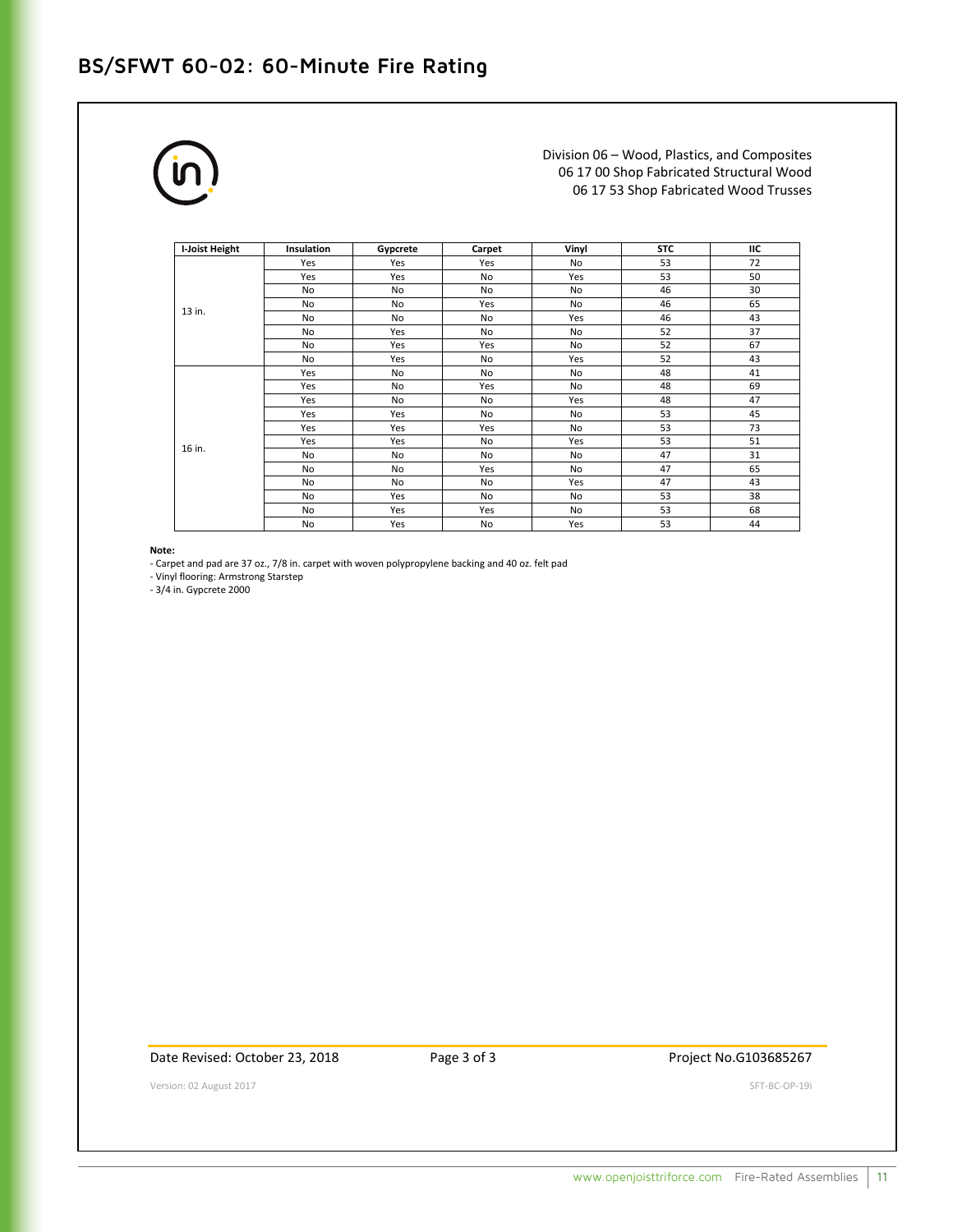# BS/SFWT 60-02: 60-Minute Fire Rating

Division 06 – Wood, Plastics, and Composites
06 17 00 Shop Fabricated Structural Wood
06 17 53 Shop Fabricated Wood Trusses

| I-Joist Height | Insulation | Gypcrete | Carpet | Vinyl | STC | IIC |
|---|---|---|---|---|---|---|
| 13 in. | Yes | Yes | Yes | No | 53 | 72 |
| | Yes | Yes | No | Yes | 53 | 50 |
| | No | No | No | No | 46 | 30 |
| | No | No | Yes | No | 46 | 65 |
| | No | No | No | Yes | 46 | 43 |
| | No | Yes | No | No | 52 | 37 |
| | No | Yes | Yes | No | 52 | 67 |
| | No | Yes | No | Yes | 52 | 43 |
| 16 in. | Yes | No | No | No | 48 | 41 |
| | Yes | No | Yes | No | 48 | 69 |
| | Yes | No | No | Yes | 48 | 47 |
| | Yes | Yes | No | No | 53 | 45 |
| | Yes | Yes | Yes | No | 53 | 73 |
| | Yes | Yes | No | Yes | 53 | 51 |
| | No | No | No | No | 47 | 31 |
| | No | No | Yes | No | 47 | 65 |
| | No | No | No | Yes | 47 | 43 |
| | No | Yes | No | No | 53 | 38 |
| | No | Yes | Yes | No | 53 | 68 |
| | No | Yes | No | Yes | 53 | 44 |

**Note:**

- Carpet and pad are 37 oz., 7/8 in. carpet with woven polypropylene backing and 40 oz. felt pad
- Vinyl flooring: Armstrong Starstep
- 3/4 in. Gypcrete 2000

Date Revised: October 23, 2018

Project No.G103685267

Version: 02 August 2017

SFT-BC-OP-19i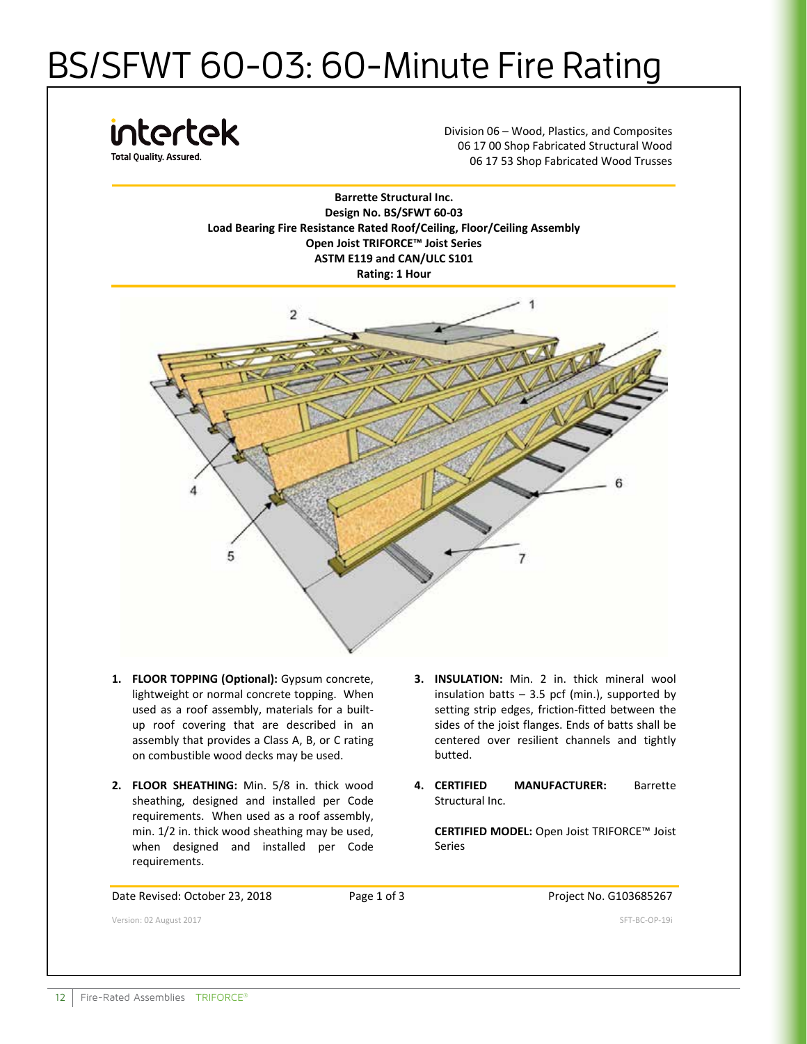# BS/SFWT 60-03: 60-Minute Fire Rating

intertek
Total Quality. Assured.

Division 06 – Wood, Plastics, and Composites
06 17 00 Shop Fabricated Structural Wood
06 17 53 Shop Fabricated Wood Trusses

**Barrette Structural Inc.**
**Design No. BS/SFWT 60-03**
**Load Bearing Fire Resistance Rated Roof/Ceiling, Floor/Ceiling Assembly**
**Open Joist TRIFORCE™ Joist Series**
**ASTM E119 and CAN/ULC S101**
**Rating: 1 Hour**

1. **FLOOR TOPPING (Optional):** Gypsum concrete, lightweight or normal concrete topping. When used as a roof assembly, materials for a built-up roof covering that are described in an assembly that provides a Class A, B, or C rating on combustible wood decks may be used.

2. **FLOOR SHEATHING:** Min. 5/8 in. thick wood sheathing, designed and installed per Code requirements. When used as a roof assembly, min. 1/2 in. thick wood sheathing may be used, when designed and installed per Code requirements.

3. **INSULATION:** Min. 2 in. thick mineral wool insulation batts – 3.5 pcf (min.), supported by setting strip edges, friction-fitted between the sides of the joist flanges. Ends of batts shall be centered over resilient channels and tightly butted.

4. **CERTIFIED MANUFACTURER:** Barrette Structural Inc.

   **CERTIFIED MODEL:** Open Joist TRIFORCE™ Joist Series

Date Revised: October 23, 2018 | Project No. G103685267

Version: 02 August 2017 | SFT-BC-OP-19i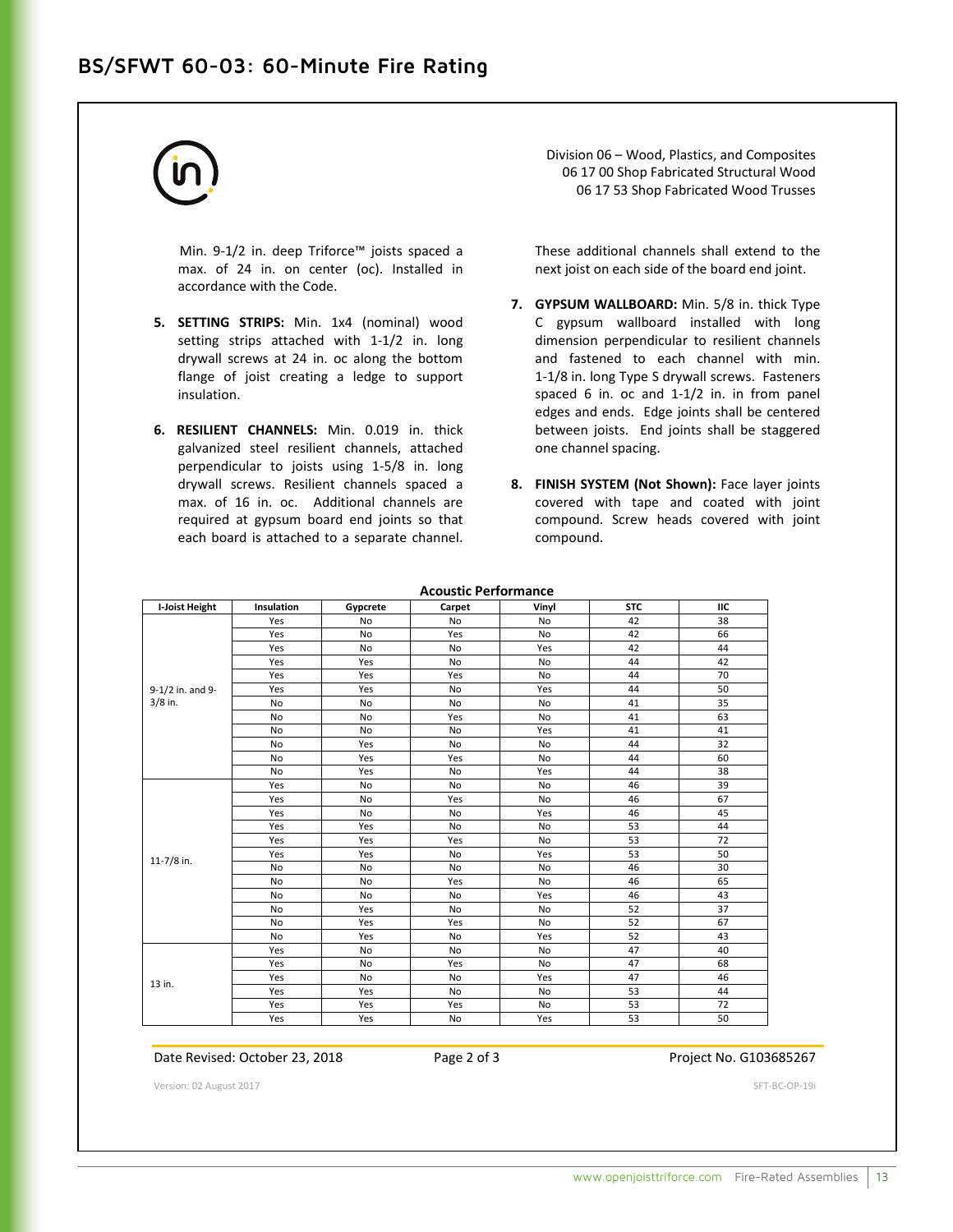# BS/SFWT 60-03: 60-Minute Fire Rating

Division 06 – Wood, Plastics, and Composites
06 17 00 Shop Fabricated Structural Wood
06 17 53 Shop Fabricated Wood Trusses

Min. 9-1/2 in. deep Triforce™ joists spaced a max. of 24 in. on center (oc). Installed in accordance with the Code.

5. **SETTING STRIPS:** Min. 1x4 (nominal) wood setting strips attached with 1-1/2 in. long drywall screws at 24 in. oc along the bottom flange of joist creating a ledge to support insulation.

6. **RESILIENT CHANNELS:** Min. 0.019 in. thick galvanized steel resilient channels, attached perpendicular to joists using 1-5/8 in. long drywall screws. Resilient channels spaced a max. of 16 in. oc. Additional channels are required at gypsum board end joints so that each board is attached to a separate channel. These additional channels shall extend to the next joist on each side of the board end joint.

7. **GYPSUM WALLBOARD:** Min. 5/8 in. thick Type C gypsum wallboard installed with long dimension perpendicular to resilient channels and fastened to each channel with min. 1-1/8 in. long Type S drywall screws. Fasteners spaced 6 in. oc and 1-1/2 in. in from panel edges and ends. Edge joints shall be centered between joists. End joints shall be staggered one channel spacing.

8. **FINISH SYSTEM (Not Shown):** Face layer joints covered with tape and coated with joint compound. Screw heads covered with joint compound.

**Acoustic Performance**

| I-Joist Height | Insulation | Gypcrete | Carpet | Vinyl | STC | IIC |
|---|---|---|---|---|---|---|
| 9-1/2 in. and 9-3/8 in. | Yes | No | No | No | 42 | 38 |
| | Yes | No | Yes | No | 42 | 66 |
| | Yes | No | No | Yes | 42 | 44 |
| | Yes | Yes | No | No | 44 | 42 |
| | Yes | Yes | Yes | No | 44 | 70 |
| | Yes | Yes | No | Yes | 44 | 50 |
| | No | No | No | No | 41 | 35 |
| | No | No | Yes | No | 41 | 63 |
| | No | No | No | Yes | 41 | 41 |
| | No | Yes | No | No | 44 | 32 |
| | No | Yes | Yes | No | 44 | 60 |
| | No | Yes | No | Yes | 44 | 38 |
| 11-7/8 in. | Yes | No | No | No | 46 | 39 |
| | Yes | No | Yes | No | 46 | 67 |
| | Yes | No | No | Yes | 46 | 45 |
| | Yes | Yes | No | No | 53 | 44 |
| | Yes | Yes | Yes | No | 53 | 72 |
| | Yes | Yes | No | Yes | 53 | 50 |
| | No | No | No | No | 46 | 30 |
| | No | No | Yes | No | 46 | 65 |
| | No | No | No | Yes | 46 | 43 |
| | No | Yes | No | No | 52 | 37 |
| | No | Yes | Yes | No | 52 | 67 |
| | No | Yes | No | Yes | 52 | 43 |
| 13 in. | Yes | No | No | No | 47 | 40 |
| | Yes | No | Yes | No | 47 | 68 |
| | Yes | No | No | Yes | 47 | 46 |
| | Yes | Yes | No | No | 53 | 44 |
| | Yes | Yes | Yes | No | 53 | 72 |
| | Yes | Yes | No | Yes | 53 | 50 |

Date Revised: October 23, 2018 | Page 2 of 3 | Project No. G103685267

Version: 02 August 2017 | SFT-BC-OP-19i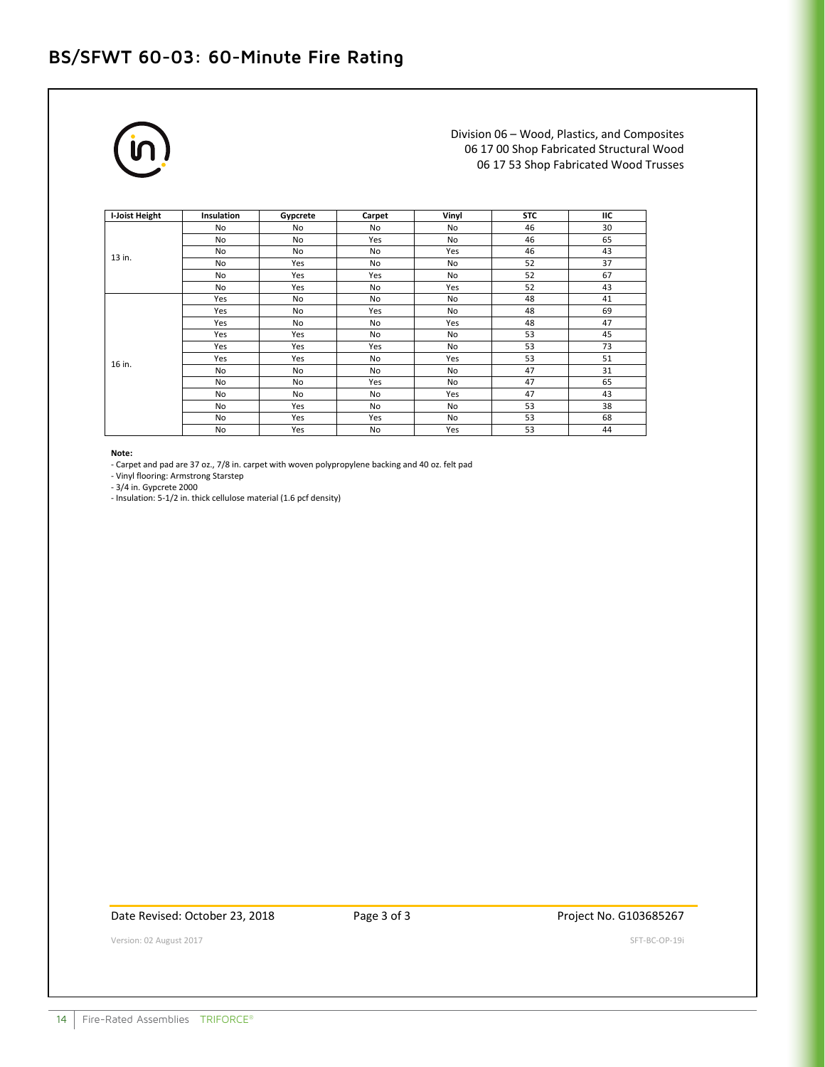## BS/SFWT 60-03: 60-Minute Fire Rating

Division 06 – Wood, Plastics, and Composites
06 17 00 Shop Fabricated Structural Wood
06 17 53 Shop Fabricated Wood Trusses

| I-Joist Height | Insulation | Gypcrete | Carpet | Vinyl | STC | IIC |
|---|---|---|---|---|---|---|
| 13 in. | No | No | No | No | 46 | 30 |
| | No | No | Yes | No | 46 | 65 |
| | No | No | No | Yes | 46 | 43 |
| | No | Yes | No | No | 52 | 37 |
| | No | Yes | Yes | No | 52 | 67 |
| | No | Yes | No | Yes | 52 | 43 |
| 16 in. | Yes | No | No | No | 48 | 41 |
| | Yes | No | Yes | No | 48 | 69 |
| | Yes | No | No | Yes | 48 | 47 |
| | Yes | Yes | No | No | 53 | 45 |
| | Yes | Yes | Yes | No | 53 | 73 |
| | Yes | Yes | No | Yes | 53 | 51 |
| | No | No | No | No | 47 | 31 |
| | No | No | Yes | No | 47 | 65 |
| | No | No | No | Yes | 47 | 43 |
| | No | Yes | No | No | 53 | 38 |
| | No | Yes | Yes | No | 53 | 68 |
| | No | Yes | No | Yes | 53 | 44 |

**Note:**

- Carpet and pad are 37 oz., 7/8 in. carpet with woven polypropylene backing and 40 oz. felt pad
- Vinyl flooring: Armstrong Starstep
- 3/4 in. Gypcrete 2000
- Insulation: 5-1/2 in. thick cellulose material (1.6 pcf density)

Date Revised: October 23, 2018 | Project No. G103685267

Version: 02 August 2017 | SFT-BC-OP-19i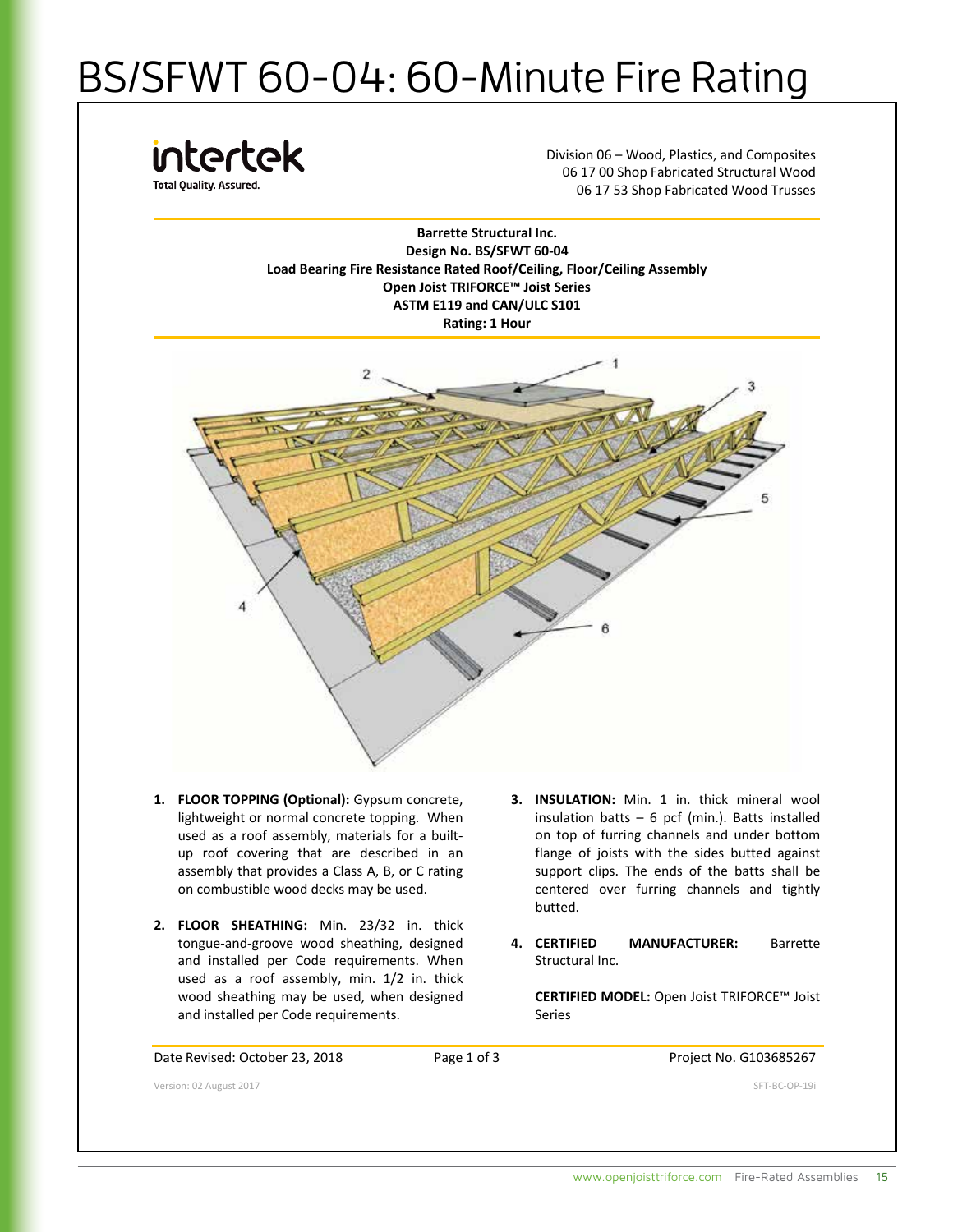# BS/SFWT 60-04: 60-Minute Fire Rating

intertek
Total Quality. Assured.

Division 06 – Wood, Plastics, and Composites
06 17 00 Shop Fabricated Structural Wood
06 17 53 Shop Fabricated Wood Trusses

**Barrette Structural Inc.**
**Design No. BS/SFWT 60-04**
**Load Bearing Fire Resistance Rated Roof/Ceiling, Floor/Ceiling Assembly**
**Open Joist TRIFORCE™ Joist Series**
**ASTM E119 and CAN/ULC S101**
**Rating: 1 Hour**

1. **FLOOR TOPPING (Optional):** Gypsum concrete, lightweight or normal concrete topping. When used as a roof assembly, materials for a built-up roof covering that are described in an assembly that provides a Class A, B, or C rating on combustible wood decks may be used.

2. **FLOOR SHEATHING:** Min. 23/32 in. thick tongue-and-groove wood sheathing, designed and installed per Code requirements. When used as a roof assembly, min. 1/2 in. thick wood sheathing may be used, when designed and installed per Code requirements.

3. **INSULATION:** Min. 1 in. thick mineral wool insulation batts – 6 pcf (min.). Batts installed on top of furring channels and under bottom flange of joists with the sides butted against support clips. The ends of the batts shall be centered over furring channels and tightly butted.

4. **CERTIFIED MANUFACTURER:** Barrette Structural Inc.

   **CERTIFIED MODEL:** Open Joist TRIFORCE™ Joist Series

Date Revised: October 23, 2018 | Project No. G103685267

Version: 02 August 2017 | SFT-BC-OP-19i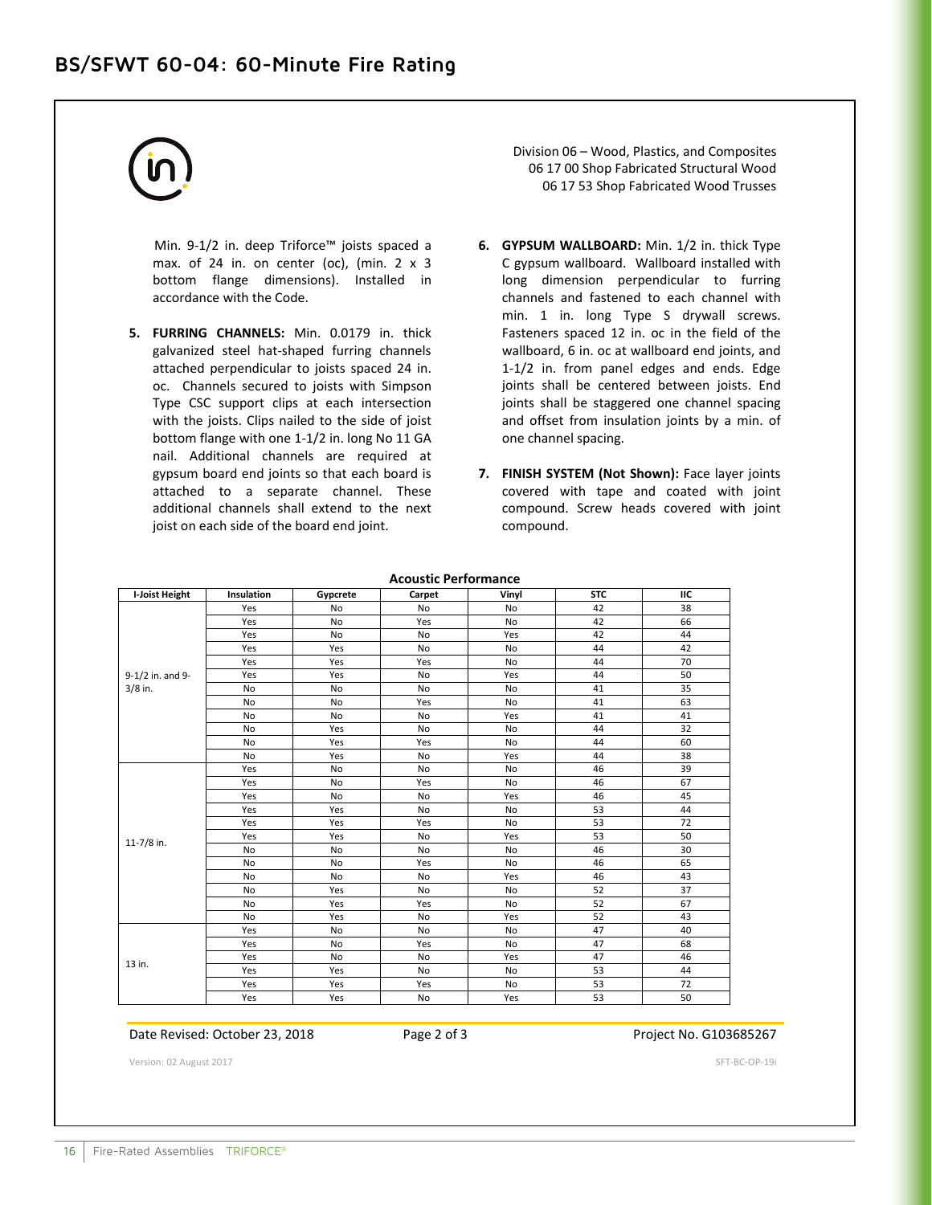# BS/SFWT 60-04: 60-Minute Fire Rating

Division 06 – Wood, Plastics, and Composites
06 17 00 Shop Fabricated Structural Wood
06 17 53 Shop Fabricated Wood Trusses

Min. 9-1/2 in. deep Triforce™ joists spaced a max. of 24 in. on center (oc), (min. 2 x 3 bottom flange dimensions). Installed in accordance with the Code.

5. **FURRING CHANNELS:** Min. 0.0179 in. thick galvanized steel hat-shaped furring channels attached perpendicular to joists spaced 24 in. oc. Channels secured to joists with Simpson Type CSC support clips at each intersection with the joists. Clips nailed to the side of joist bottom flange with one 1-1/2 in. long No 11 GA nail. Additional channels are required at gypsum board end joints so that each board is attached to a separate channel. These additional channels shall extend to the next joist on each side of the board end joint.

6. **GYPSUM WALLBOARD:** Min. 1/2 in. thick Type C gypsum wallboard. Wallboard installed with long dimension perpendicular to furring channels and fastened to each channel with min. 1 in. long Type S drywall screws. Fasteners spaced 12 in. oc in the field of the wallboard, 6 in. oc at wallboard end joints, and 1-1/2 in. from panel edges and ends. Edge joints shall be centered between joists. End joints shall be staggered one channel spacing and offset from insulation joints by a min. of one channel spacing.

7. **FINISH SYSTEM (Not Shown):** Face layer joints covered with tape and coated with joint compound. Screw heads covered with joint compound.

**Acoustic Performance**

| I-Joist Height | Insulation | Gypcrete | Carpet | Vinyl | STC | IIC |
|---|---|---|---|---|---|---|
| 9-1/2 in. and 9-3/8 in. | Yes | No | No | No | 42 | 38 |
| | Yes | No | Yes | No | 42 | 66 |
| | Yes | No | No | Yes | 42 | 44 |
| | Yes | Yes | No | No | 44 | 42 |
| | Yes | Yes | Yes | No | 44 | 70 |
| | Yes | Yes | No | Yes | 44 | 50 |
| | No | No | No | No | 41 | 35 |
| | No | No | Yes | No | 41 | 63 |
| | No | No | No | Yes | 41 | 41 |
| | No | Yes | No | No | 44 | 32 |
| | No | Yes | Yes | No | 44 | 60 |
| | No | Yes | No | Yes | 44 | 38 |
| 11-7/8 in. | Yes | No | No | No | 46 | 39 |
| | Yes | No | Yes | No | 46 | 67 |
| | Yes | No | No | Yes | 46 | 45 |
| | Yes | Yes | No | No | 53 | 44 |
| | Yes | Yes | Yes | No | 53 | 72 |
| | Yes | Yes | No | Yes | 53 | 50 |
| | No | No | No | No | 46 | 30 |
| | No | No | Yes | No | 46 | 65 |
| | No | No | No | Yes | 46 | 43 |
| | No | Yes | No | No | 52 | 37 |
| | No | Yes | Yes | No | 52 | 67 |
| | No | Yes | No | Yes | 52 | 43 |
| 13 in. | Yes | No | No | No | 47 | 40 |
| | Yes | No | Yes | No | 47 | 68 |
| | Yes | No | No | Yes | 47 | 46 |
| | Yes | Yes | No | No | 53 | 44 |
| | Yes | Yes | Yes | No | 53 | 72 |
| | Yes | Yes | No | Yes | 53 | 50 |

Date Revised: October 23, 2018 | Project No. G103685267

Version: 02 August 2017 | SFT-BC-OP-19i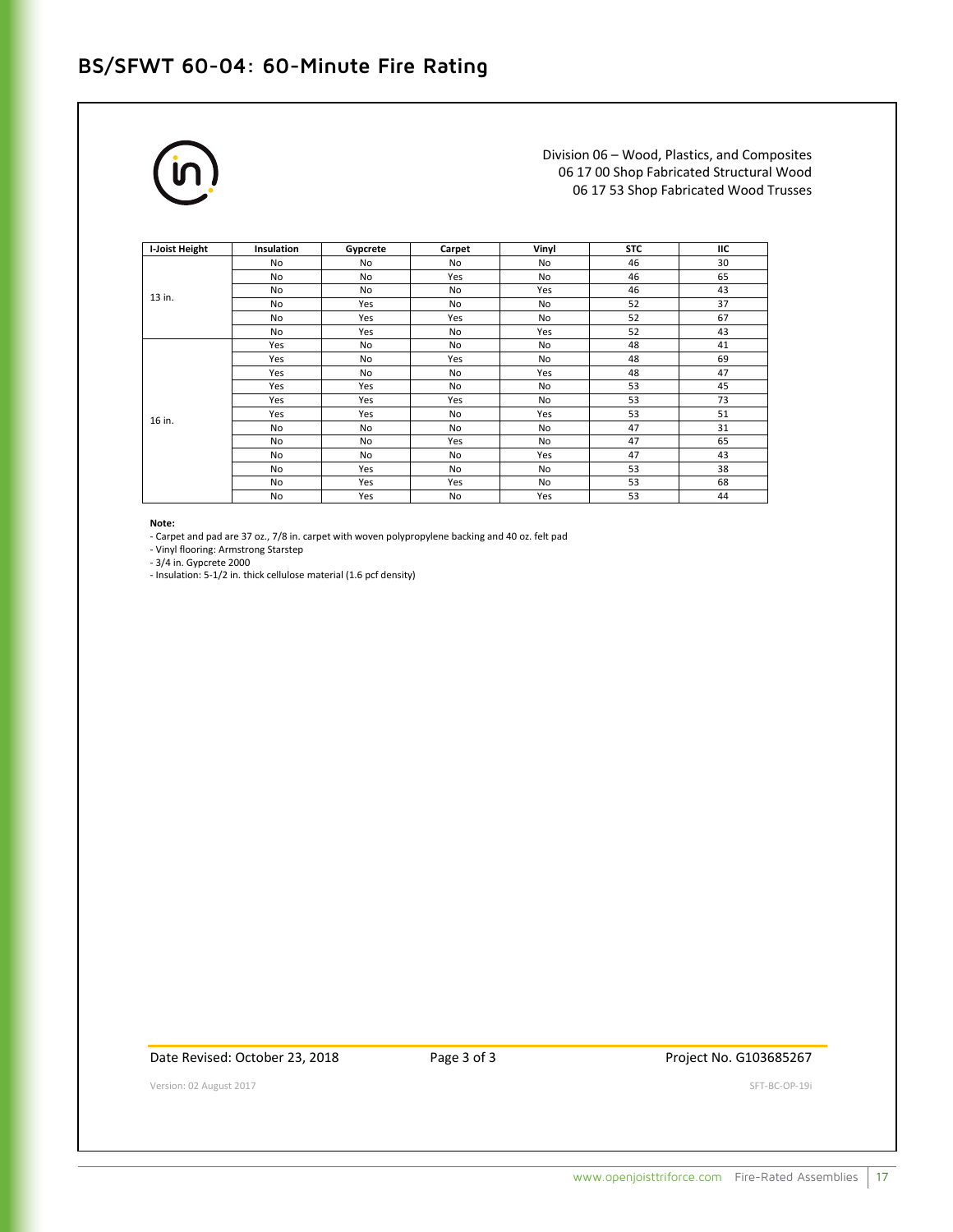# BS/SFWT 60-04: 60-Minute Fire Rating

Division 06 – Wood, Plastics, and Composites
06 17 00 Shop Fabricated Structural Wood
06 17 53 Shop Fabricated Wood Trusses

| I-Joist Height | Insulation | Gypcrete | Carpet | Vinyl | STC | IIC |
|---|---|---|---|---|---|---|
| 13 in. | No | No | No | No | 46 | 30 |
| | No | No | Yes | No | 46 | 65 |
| | No | No | No | Yes | 46 | 43 |
| | No | Yes | No | No | 52 | 37 |
| | No | Yes | Yes | No | 52 | 67 |
| | No | Yes | No | Yes | 52 | 43 |
| 16 in. | Yes | No | No | No | 48 | 41 |
| | Yes | No | Yes | No | 48 | 69 |
| | Yes | No | No | Yes | 48 | 47 |
| | Yes | Yes | No | No | 53 | 45 |
| | Yes | Yes | Yes | No | 53 | 73 |
| | Yes | Yes | No | Yes | 53 | 51 |
| | No | No | No | No | 47 | 31 |
| | No | No | Yes | No | 47 | 65 |
| | No | No | No | Yes | 47 | 43 |
| | No | Yes | No | No | 53 | 38 |
| | No | Yes | Yes | No | 53 | 68 |
| | No | Yes | No | Yes | 53 | 44 |

**Note:**

- Carpet and pad are 37 oz., 7/8 in. carpet with woven polypropylene backing and 40 oz. felt pad
- Vinyl flooring: Armstrong Starstep
- 3/4 in. Gypcrete 2000
- Insulation: 5-1/2 in. thick cellulose material (1.6 pcf density)

Date Revised: October 23, 2018 | Project No. G103685267

Version: 02 August 2017 | SFT-BC-OP-19i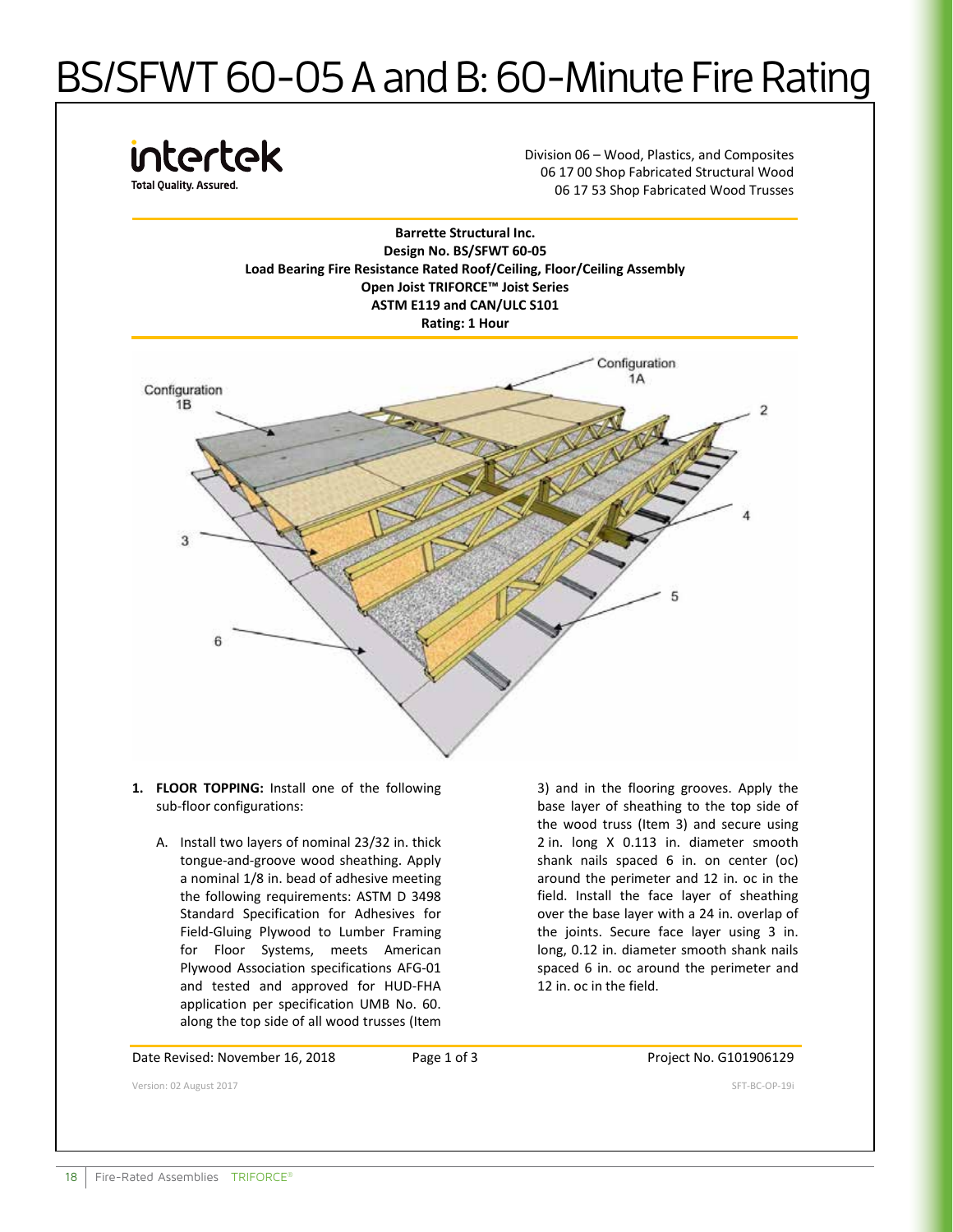# BS/SFWT 60-05 A and B: 60-Minute Fire Rating

intertek
Total Quality. Assured.

Division 06 – Wood, Plastics, and Composites
06 17 00 Shop Fabricated Structural Wood
06 17 53 Shop Fabricated Wood Trusses

**Barrette Structural Inc.**
**Design No. BS/SFWT 60-05**
**Load Bearing Fire Resistance Rated Roof/Ceiling, Floor/Ceiling Assembly**
**Open Joist TRIFORCE™ Joist Series**
**ASTM E119 and CAN/ULC S101**
**Rating: 1 Hour**

Configuration 1A
Configuration 1B
2
3
4
5
6

1. **FLOOR TOPPING:** Install one of the following sub-floor configurations:

   A. Install two layers of nominal 23/32 in. thick tongue-and-groove wood sheathing. Apply a nominal 1/8 in. bead of adhesive meeting the following requirements: ASTM D 3498 Standard Specification for Adhesives for Field-Gluing Plywood to Lumber Framing for Floor Systems, meets American Plywood Association specifications AFG-01 and tested and approved for HUD-FHA application per specification UMB No. 60. along the top side of all wood trusses (Item 3) and in the flooring grooves. Apply the base layer of sheathing to the top side of the wood truss (Item 3) and secure using 2 in. long X 0.113 in. diameter smooth shank nails spaced 6 in. on center (oc) around the perimeter and 12 in. oc in the field. Install the face layer of sheathing over the base layer with a 24 in. overlap of the joints. Secure face layer using 3 in. long, 0.12 in. diameter smooth shank nails spaced 6 in. oc around the perimeter and 12 in. oc in the field.

Date Revised: November 16, 2018

Project No. G101906129

Version: 02 August 2017

SFT-BC-OP-19i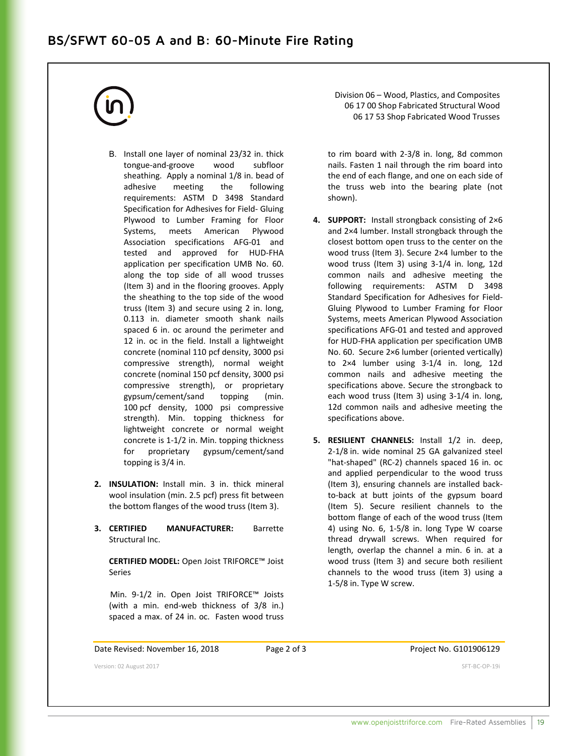# BS/SFWT 60-05 A and B: 60-Minute Fire Rating

Division 06 – Wood, Plastics, and Composites
06 17 00 Shop Fabricated Structural Wood
06 17 53 Shop Fabricated Wood Trusses

B. Install one layer of nominal 23/32 in. thick tongue-and-groove wood subfloor sheathing. Apply a nominal 1/8 in. bead of adhesive meeting the following requirements: ASTM D 3498 Standard Specification for Adhesives for Field- Gluing Plywood to Lumber Framing for Floor Systems, meets American Plywood Association specifications AFG-01 and tested and approved for HUD-FHA application per specification UMB No. 60. along the top side of all wood trusses (Item 3) and in the flooring grooves. Apply the sheathing to the top side of the wood truss (Item 3) and secure using 2 in. long, 0.113 in. diameter smooth shank nails spaced 6 in. oc around the perimeter and 12 in. oc in the field. Install a lightweight concrete (nominal 110 pcf density, 3000 psi compressive strength), normal weight concrete (nominal 150 pcf density, 3000 psi compressive strength), or proprietary gypsum/cement/sand topping (min. 100 pcf density, 1000 psi compressive strength). Min. topping thickness for lightweight concrete or normal weight concrete is 1-1/2 in. Min. topping thickness for proprietary gypsum/cement/sand topping is 3/4 in.

2. **INSULATION:** Install min. 3 in. thick mineral wool insulation (min. 2.5 pcf) press fit between the bottom flanges of the wood truss (Item 3).

3. **CERTIFIED MANUFACTURER:** Barrette Structural Inc.

   **CERTIFIED MODEL:** Open Joist TRIFORCE™ Joist Series

   Min. 9-1/2 in. Open Joist TRIFORCE™ Joists (with a min. end-web thickness of 3/8 in.) spaced a max. of 24 in. oc. Fasten wood truss to rim board with 2-3/8 in. long, 8d common nails. Fasten 1 nail through the rim board into the end of each flange, and one on each side of the truss web into the bearing plate (not shown).

4. **SUPPORT:** Install strongback consisting of 2×6 and 2×4 lumber. Install strongback through the closest bottom open truss to the center on the wood truss (Item 3). Secure 2×4 lumber to the wood truss (Item 3) using 3-1/4 in. long, 12d common nails and adhesive meeting the following requirements: ASTM D 3498 Standard Specification for Adhesives for Field-Gluing Plywood to Lumber Framing for Floor Systems, meets American Plywood Association specifications AFG-01 and tested and approved for HUD-FHA application per specification UMB No. 60. Secure 2×6 lumber (oriented vertically) to 2×4 lumber using 3-1/4 in. long, 12d common nails and adhesive meeting the specifications above. Secure the strongback to each wood truss (Item 3) using 3-1/4 in. long, 12d common nails and adhesive meeting the specifications above.

5. **RESILIENT CHANNELS:** Install 1/2 in. deep, 2-1/8 in. wide nominal 25 GA galvanized steel "hat-shaped" (RC-2) channels spaced 16 in. oc and applied perpendicular to the wood truss (Item 3), ensuring channels are installed back-to-back at butt joints of the gypsum board (Item 5). Secure resilient channels to the bottom flange of each of the wood truss (Item 4) using No. 6, 1-5/8 in. long Type W coarse thread drywall screws. When required for length, overlap the channel a min. 6 in. at a wood truss (Item 3) and secure both resilient channels to the wood truss (item 3) using a 1-5/8 in. Type W screw.

Date Revised: November 16, 2018 | Project No. G101906129

Version: 02 August 2017 | SFT-BC-OP-19i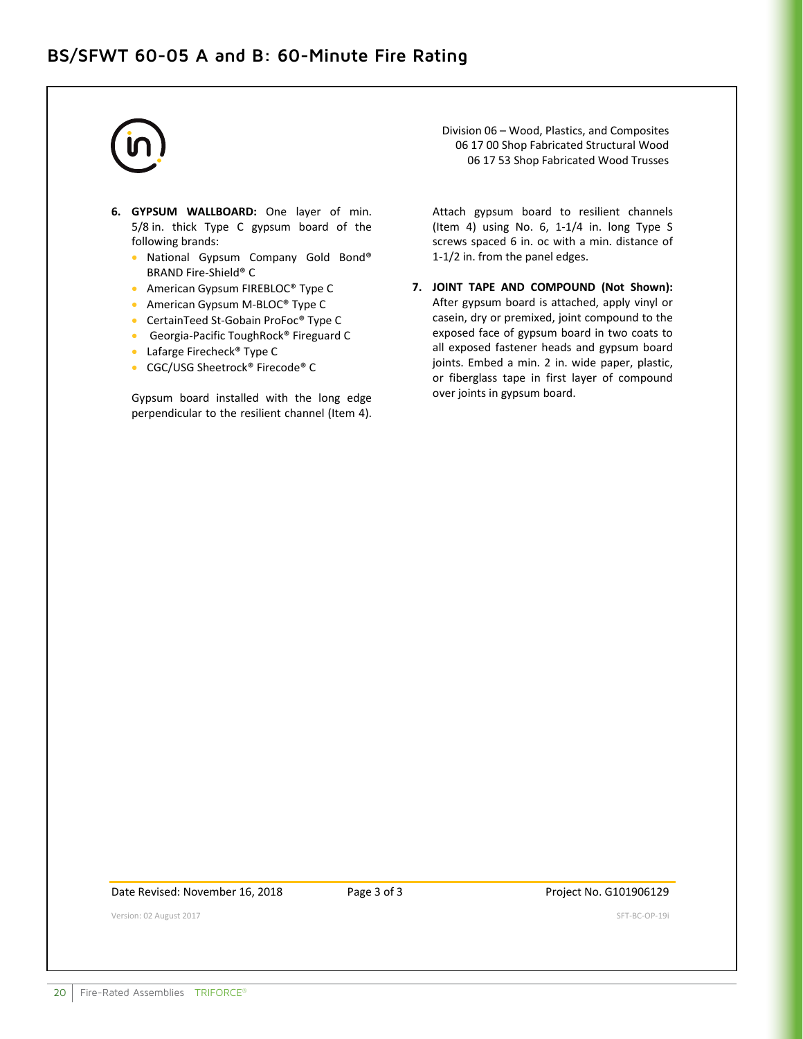## BS/SFWT 60-05 A and B: 60-Minute Fire Rating

Division 06 – Wood, Plastics, and Composites
06 17 00 Shop Fabricated Structural Wood
06 17 53 Shop Fabricated Wood Trusses

6. **GYPSUM WALLBOARD:** One layer of min. 5/8 in. thick Type C gypsum board of the following brands:
   - National Gypsum Company Gold Bond® BRAND Fire-Shield® C
   - American Gypsum FIREBLOC® Type C
   - American Gypsum M-BLOC® Type C
   - CertainTeed St-Gobain ProFoc® Type C
   - Georgia-Pacific ToughRock® Fireguard C
   - Lafarge Firecheck® Type C
   - CGC/USG Sheetrock® Firecode® C

   Gypsum board installed with the long edge perpendicular to the resilient channel (Item 4).

   Attach gypsum board to resilient channels (Item 4) using No. 6, 1-1/4 in. long Type S screws spaced 6 in. oc with a min. distance of 1-1/2 in. from the panel edges.

7. **JOINT TAPE AND COMPOUND (Not Shown):** After gypsum board is attached, apply vinyl or casein, dry or premixed, joint compound to the exposed face of gypsum board in two coats to all exposed fastener heads and gypsum board joints. Embed a min. 2 in. wide paper, plastic, or fiberglass tape in first layer of compound over joints in gypsum board.

Date Revised: November 16, 2018

Project No. G101906129

Version: 02 August 2017

SFT-BC-OP-19i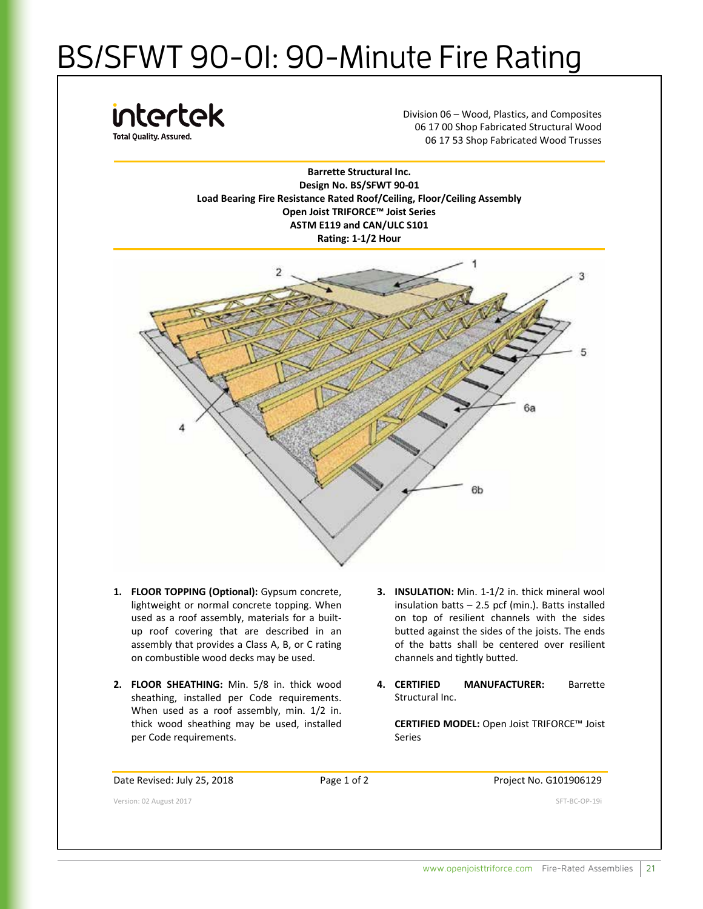# BS/SFWT 90-01: 90-Minute Fire Rating

intertek
Total Quality. Assured.

Division 06 – Wood, Plastics, and Composites
06 17 00 Shop Fabricated Structural Wood
06 17 53 Shop Fabricated Wood Trusses

**Barrette Structural Inc.**
**Design No. BS/SFWT 90-01**
**Load Bearing Fire Resistance Rated Roof/Ceiling, Floor/Ceiling Assembly**
**Open Joist TRIFORCE™ Joist Series**
**ASTM E119 and CAN/ULC S101**
**Rating: 1-1/2 Hour**

1. **FLOOR TOPPING (Optional):** Gypsum concrete, lightweight or normal concrete topping. When used as a roof assembly, materials for a built-up roof covering that are described in an assembly that provides a Class A, B, or C rating on combustible wood decks may be used.

2. **FLOOR SHEATHING:** Min. 5/8 in. thick wood sheathing, installed per Code requirements. When used as a roof assembly, min. 1/2 in. thick wood sheathing may be used, installed per Code requirements.

3. **INSULATION:** Min. 1-1/2 in. thick mineral wool insulation batts – 2.5 pcf (min.). Batts installed on top of resilient channels with the sides butted against the sides of the joists. The ends of the batts shall be centered over resilient channels and tightly butted.

4. **CERTIFIED MANUFACTURER:** Barrette Structural Inc.

   **CERTIFIED MODEL:** Open Joist TRIFORCE™ Joist Series

Date Revised: July 25, 2018 | Project No. G101906129

Version: 02 August 2017 | SFT-BC-OP-19i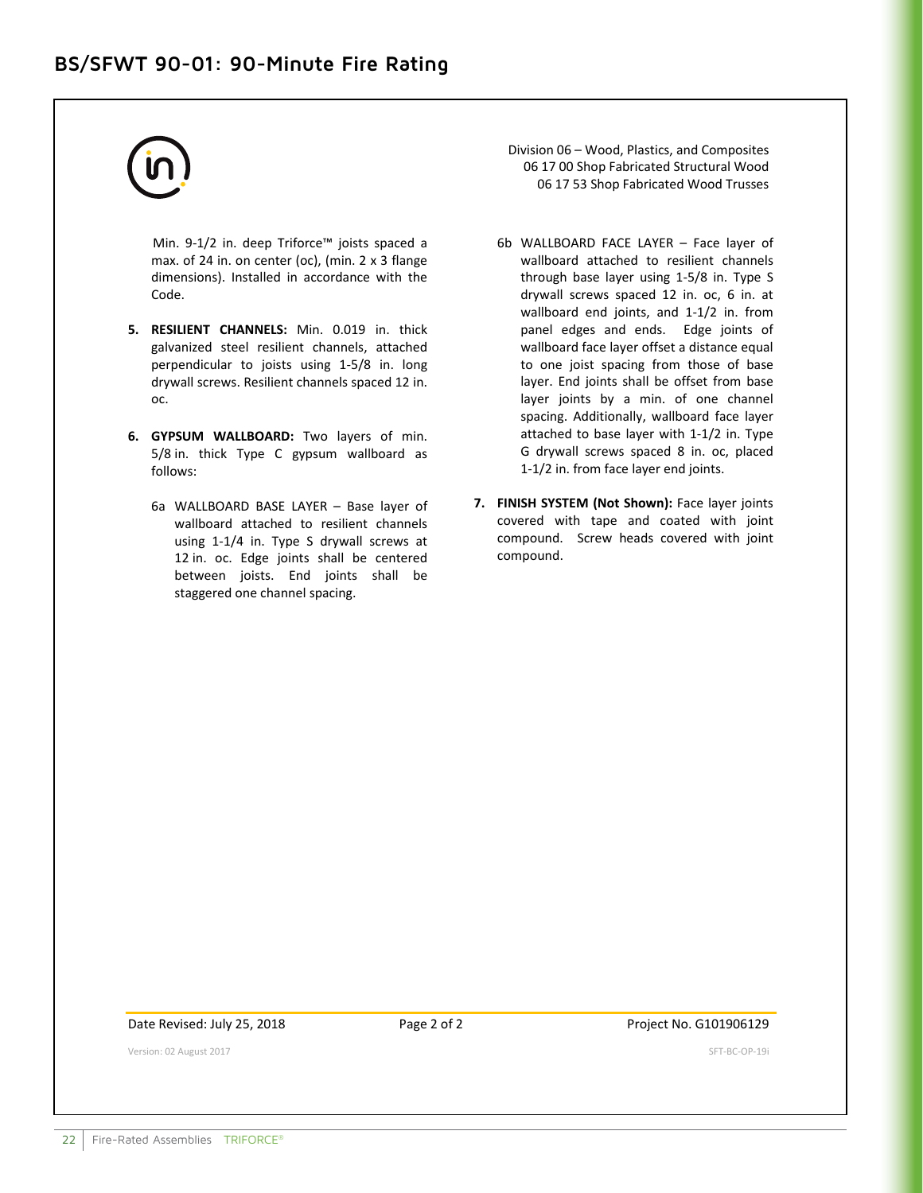## BS/SFWT 90-01: 90-Minute Fire Rating

Division 06 – Wood, Plastics, and Composites
06 17 00 Shop Fabricated Structural Wood
06 17 53 Shop Fabricated Wood Trusses

Min. 9-1/2 in. deep Triforce™ joists spaced a max. of 24 in. on center (oc), (min. 2 x 3 flange dimensions). Installed in accordance with the Code.

5. **RESILIENT CHANNELS:** Min. 0.019 in. thick galvanized steel resilient channels, attached perpendicular to joists using 1-5/8 in. long drywall screws. Resilient channels spaced 12 in. oc.

6. **GYPSUM WALLBOARD:** Two layers of min. 5/8 in. thick Type C gypsum wallboard as follows:

   6a WALLBOARD BASE LAYER – Base layer of wallboard attached to resilient channels using 1-1/4 in. Type S drywall screws at 12 in. oc. Edge joints shall be centered between joists. End joints shall be staggered one channel spacing.

   6b WALLBOARD FACE LAYER – Face layer of wallboard attached to resilient channels through base layer using 1-5/8 in. Type S drywall screws spaced 12 in. oc, 6 in. at wallboard end joints, and 1-1/2 in. from panel edges and ends. Edge joints of wallboard face layer offset a distance equal to one joist spacing from those of base layer. End joints shall be offset from base layer joints by a min. of one channel spacing. Additionally, wallboard face layer attached to base layer with 1-1/2 in. Type G drywall screws spaced 8 in. oc, placed 1-1/2 in. from face layer end joints.

7. **FINISH SYSTEM (Not Shown):** Face layer joints covered with tape and coated with joint compound. Screw heads covered with joint compound.

Date Revised: July 25, 2018 | Project No. G101906129

Version: 02 August 2017 | SFT-BC-OP-19i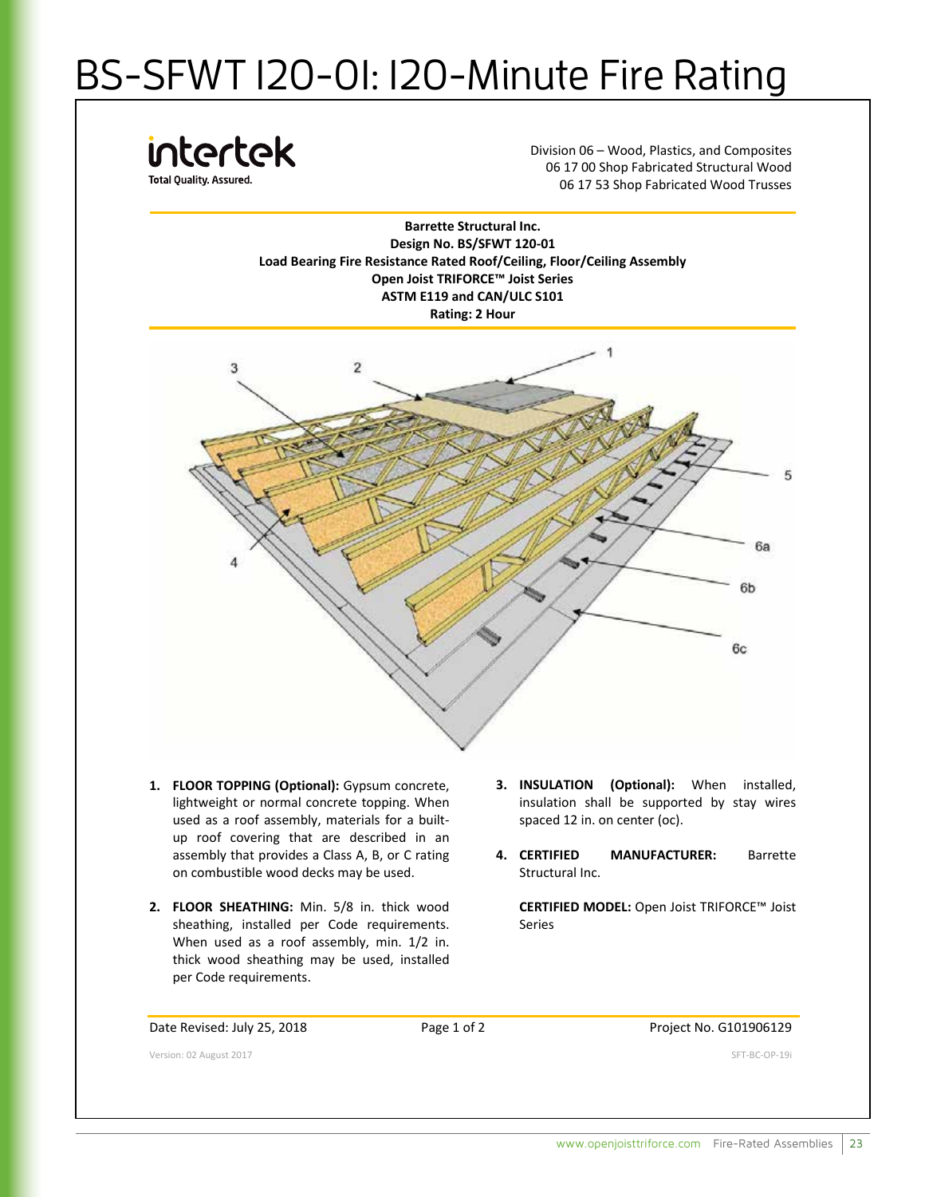# BS-SFWT 120-01: 120-Minute Fire Rating

intertek
Total Quality. Assured.

Division 06 – Wood, Plastics, and Composites
06 17 00 Shop Fabricated Structural Wood
06 17 53 Shop Fabricated Wood Trusses

**Barrette Structural Inc.**
**Design No. BS/SFWT 120-01**
**Load Bearing Fire Resistance Rated Roof/Ceiling, Floor/Ceiling Assembly**
**Open Joist TRIFORCE™ Joist Series**
**ASTM E119 and CAN/ULC S101**
**Rating: 2 Hour**

1. **FLOOR TOPPING (Optional):** Gypsum concrete, lightweight or normal concrete topping. When used as a roof assembly, materials for a built-up roof covering that are described in an assembly that provides a Class A, B, or C rating on combustible wood decks may be used.

2. **FLOOR SHEATHING:** Min. 5/8 in. thick wood sheathing, installed per Code requirements. When used as a roof assembly, min. 1/2 in. thick wood sheathing may be used, installed per Code requirements.

3. **INSULATION (Optional):** When installed, insulation shall be supported by stay wires spaced 12 in. on center (oc).

4. **CERTIFIED MANUFACTURER:** Barrette Structural Inc.

   **CERTIFIED MODEL:** Open Joist TRIFORCE™ Joist Series

Date Revised: July 25, 2018 | Page 1 of 2 | Project No. G101906129

Version: 02 August 2017 | SFT-BC-OP-19i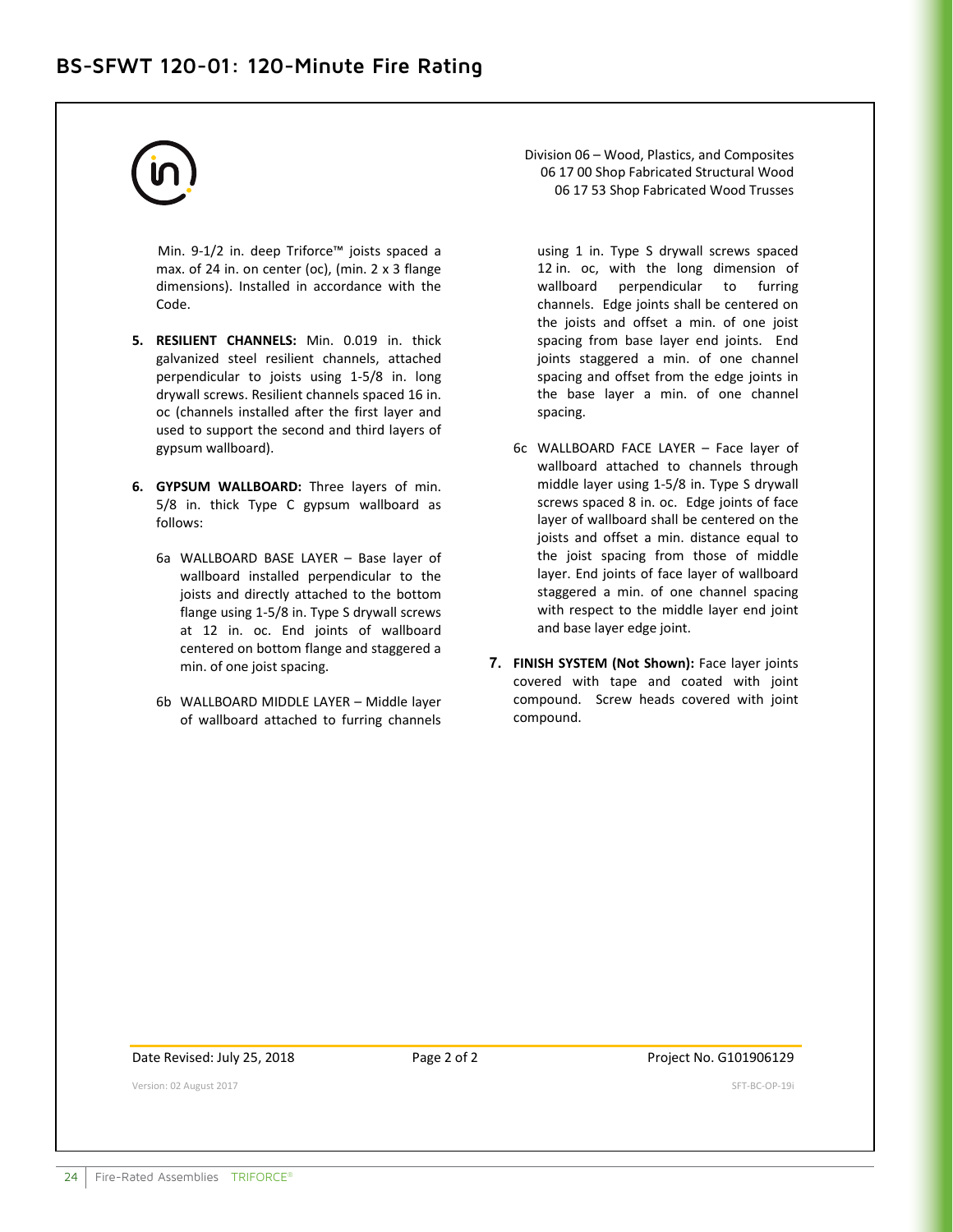## BS-SFWT 120-01: 120-Minute Fire Rating

Division 06 – Wood, Plastics, and Composites
06 17 00 Shop Fabricated Structural Wood
06 17 53 Shop Fabricated Wood Trusses

Min. 9-1/2 in. deep Triforce™ joists spaced a max. of 24 in. on center (oc), (min. 2 x 3 flange dimensions). Installed in accordance with the Code.

5. **RESILIENT CHANNELS:** Min. 0.019 in. thick galvanized steel resilient channels, attached perpendicular to joists using 1-5/8 in. long drywall screws. Resilient channels spaced 16 in. oc (channels installed after the first layer and used to support the second and third layers of gypsum wallboard).

6. **GYPSUM WALLBOARD:** Three layers of min. 5/8 in. thick Type C gypsum wallboard as follows:

   6a WALLBOARD BASE LAYER – Base layer of wallboard installed perpendicular to the joists and directly attached to the bottom flange using 1-5/8 in. Type S drywall screws at 12 in. oc. End joints of wallboard centered on bottom flange and staggered a min. of one joist spacing.

   6b WALLBOARD MIDDLE LAYER – Middle layer of wallboard attached to furring channels using 1 in. Type S drywall screws spaced 12 in. oc, with the long dimension of wallboard perpendicular to furring channels. Edge joints shall be centered on the joists and offset a min. of one joist spacing from base layer end joints. End joints staggered a min. of one channel spacing and offset from the edge joints in the base layer a min. of one channel spacing.

   6c WALLBOARD FACE LAYER – Face layer of wallboard attached to channels through middle layer using 1-5/8 in. Type S drywall screws spaced 8 in. oc. Edge joints of face layer of wallboard shall be centered on the joists and offset a min. distance equal to the joist spacing from those of middle layer. End joints of face layer of wallboard staggered a min. of one channel spacing with respect to the middle layer end joint and base layer edge joint.

7. **FINISH SYSTEM (Not Shown):** Face layer joints covered with tape and coated with joint compound. Screw heads covered with joint compound.

Date Revised: July 25, 2018 | Project No. G101906129

Version: 02 August 2017 | SFT-BC-OP-19i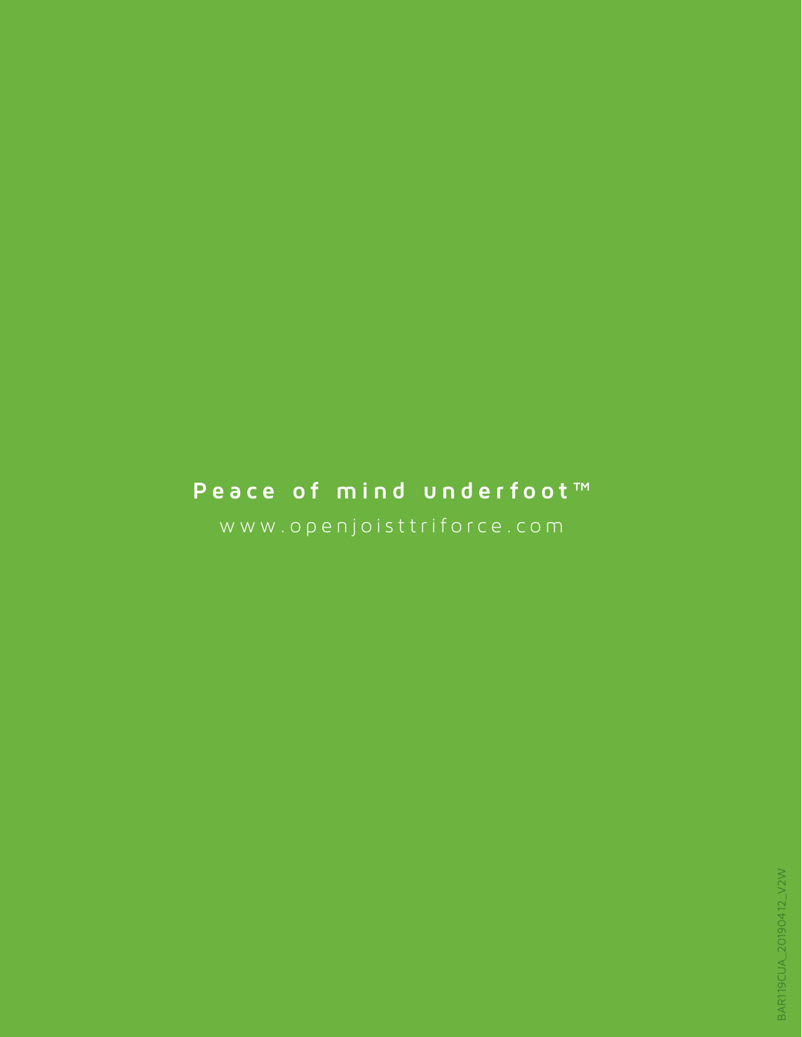Peace of mind underfoot™

www.openjoisttriforce.com

BAR119CUA_20190412_V2W